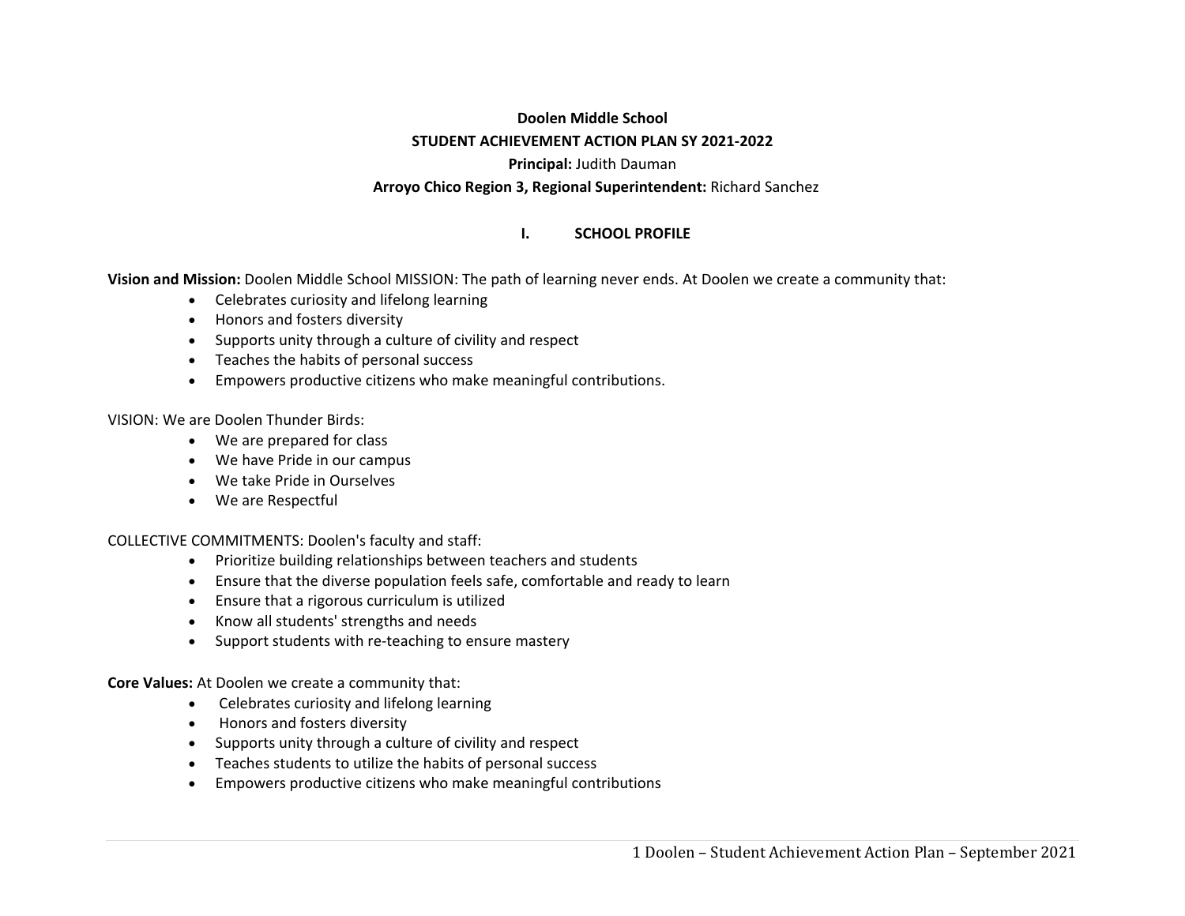**Doolen Middle School**

**STUDENT ACHIEVEMENT ACTION PLAN SY 2021-2022**

**Principal:** Judith Dauman

**Arroyo Chico Region 3, Regional Superintendent:** Richard Sanchez

## I. SCHOOL PROFILE

**Vision and Mission:** Doolen Middle School MISSION: The path of learning never ends. At Doolen we create a community that:

- Celebrates curiosity and lifelong learning
- Honors and fosters diversity
- Supports unity through a culture of civility and respect
- Teaches the habits of personal success
- Empowers productive citizens who make meaningful contributions.

VISION: We are Doolen Thunder Birds:

- We are prepared for class
- We have Pride in our campus
- We take Pride in Ourselves
- We are Respectful

COLLECTIVE COMMITMENTS: Doolen's faculty and staff:

- Prioritize building relationships between teachers and students
- Ensure that the diverse population feels safe, comfortable and ready to learn
- Ensure that a rigorous curriculum is utilized
- Know all students' strengths and needs
- Support students with re-teaching to ensure mastery

**Core Values:** At Doolen we create a community that:

- Celebrates curiosity and lifelong learning
- Honors and fosters diversity
- Supports unity through a culture of civility and respect
- Teaches students to utilize the habits of personal success
- Empowers productive citizens who make meaningful contributions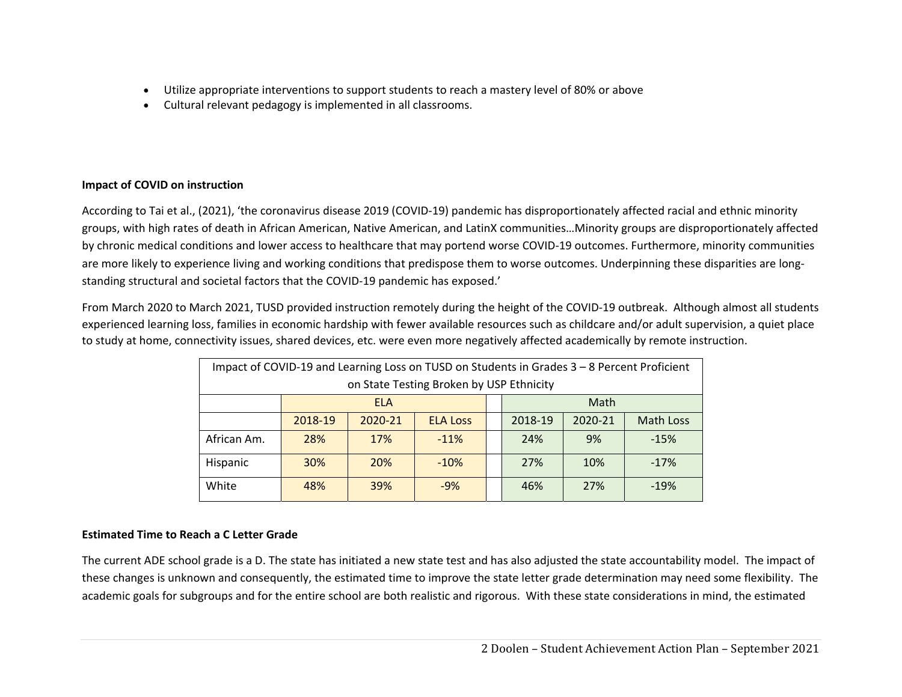- Utilize appropriate interventions to support students to reach a mastery level of 80% or above
- Cultural relevant pedagogy is implemented in all classrooms.

**Impact of COVID on instruction**

According to Tai et al., (2021), 'the coronavirus disease 2019 (COVID-19) pandemic has disproportionately affected racial and ethnic minority groups, with high rates of death in African American, Native American, and LatinX communities…Minority groups are disproportionately affected by chronic medical conditions and lower access to healthcare that may portend worse COVID-19 outcomes. Furthermore, minority communities are more likely to experience living and working conditions that predispose them to worse outcomes. Underpinning these disparities are long-standing structural and societal factors that the COVID-19 pandemic has exposed.'

From March 2020 to March 2021, TUSD provided instruction remotely during the height of the COVID-19 outbreak. Although almost all students experienced learning loss, families in economic hardship with fewer available resources such as childcare and/or adult supervision, a quiet place to study at home, connectivity issues, shared devices, etc. were even more negatively affected academically by remote instruction.

| Impact of COVID-19 and Learning Loss on TUSD on Students in Grades 3 – 8 Percent Proficient on State Testing Broken by USP Ethnicity | | | | | | | |
|---|---|---|---|---|---|---|---|
| | ELA | | | | Math | | |
| | 2018-19 | 2020-21 | ELA Loss | | 2018-19 | 2020-21 | Math Loss |
| African Am. | 28% | 17% | -11% | | 24% | 9% | -15% |
| Hispanic | 30% | 20% | -10% | | 27% | 10% | -17% |
| White | 48% | 39% | -9% | | 46% | 27% | -19% |

**Estimated Time to Reach a C Letter Grade**

The current ADE school grade is a D. The state has initiated a new state test and has also adjusted the state accountability model. The impact of these changes is unknown and consequently, the estimated time to improve the state letter grade determination may need some flexibility. The academic goals for subgroups and for the entire school are both realistic and rigorous. With these state considerations in mind, the estimated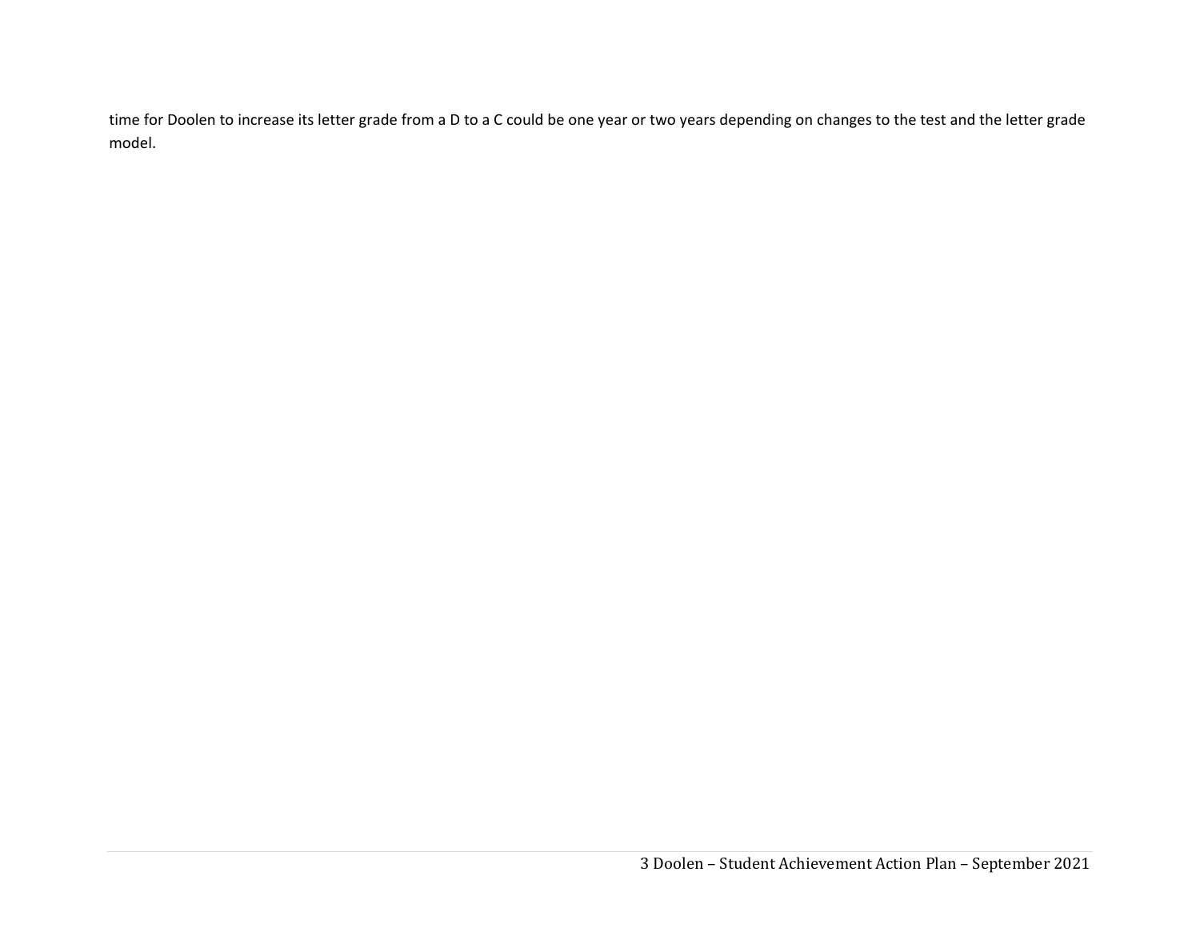time for Doolen to increase its letter grade from a D to a C could be one year or two years depending on changes to the test and the letter grade model.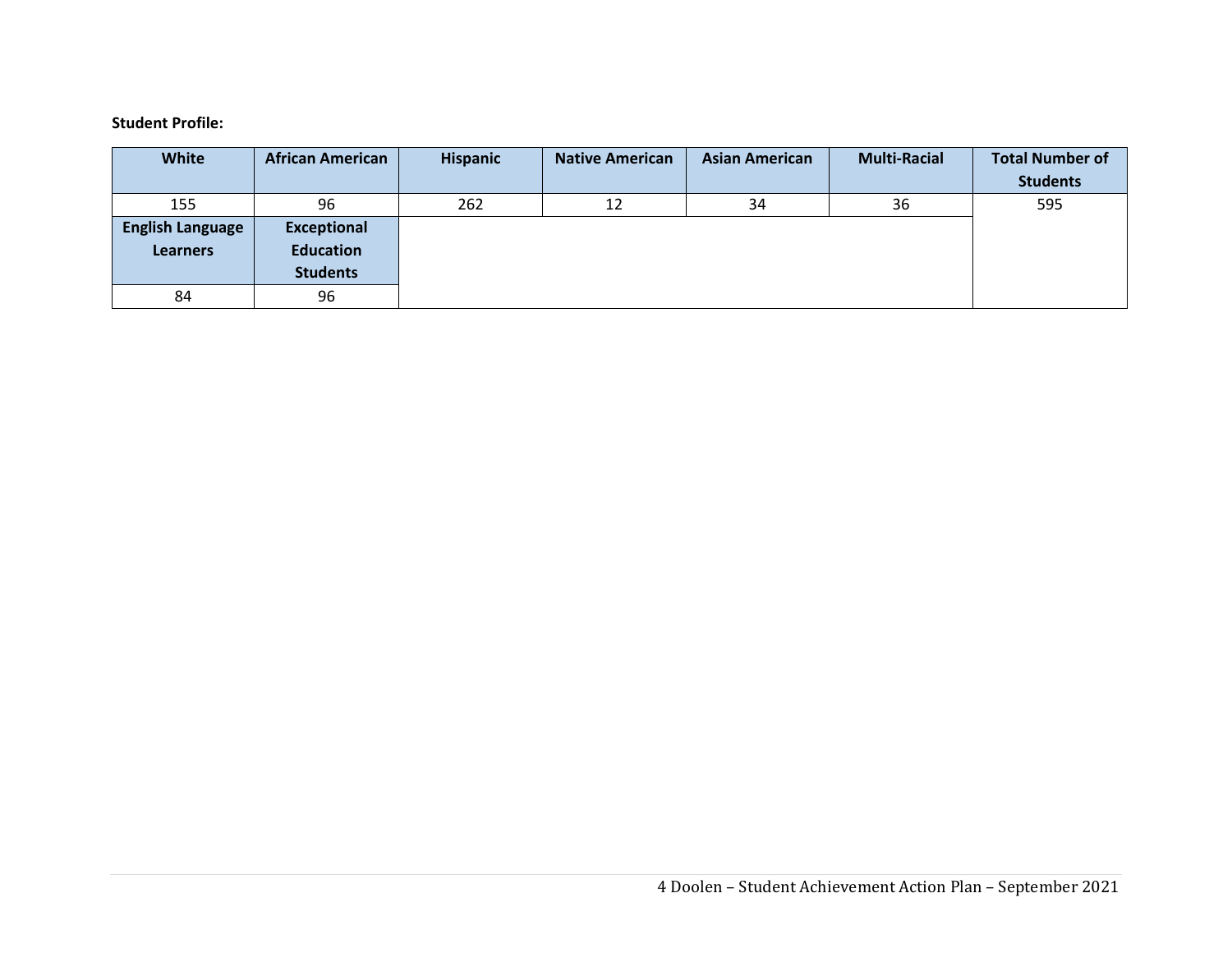**Student Profile:**

| White | African American | Hispanic | Native American | Asian American | Multi-Racial | Total Number of Students |
|---|---|---|---|---|---|---|
| 155 | 96 | 262 | 12 | 34 | 36 | 595 |
| **English Language Learners** | **Exceptional Education Students** | | | | | |
| 84 | 96 | | | | | |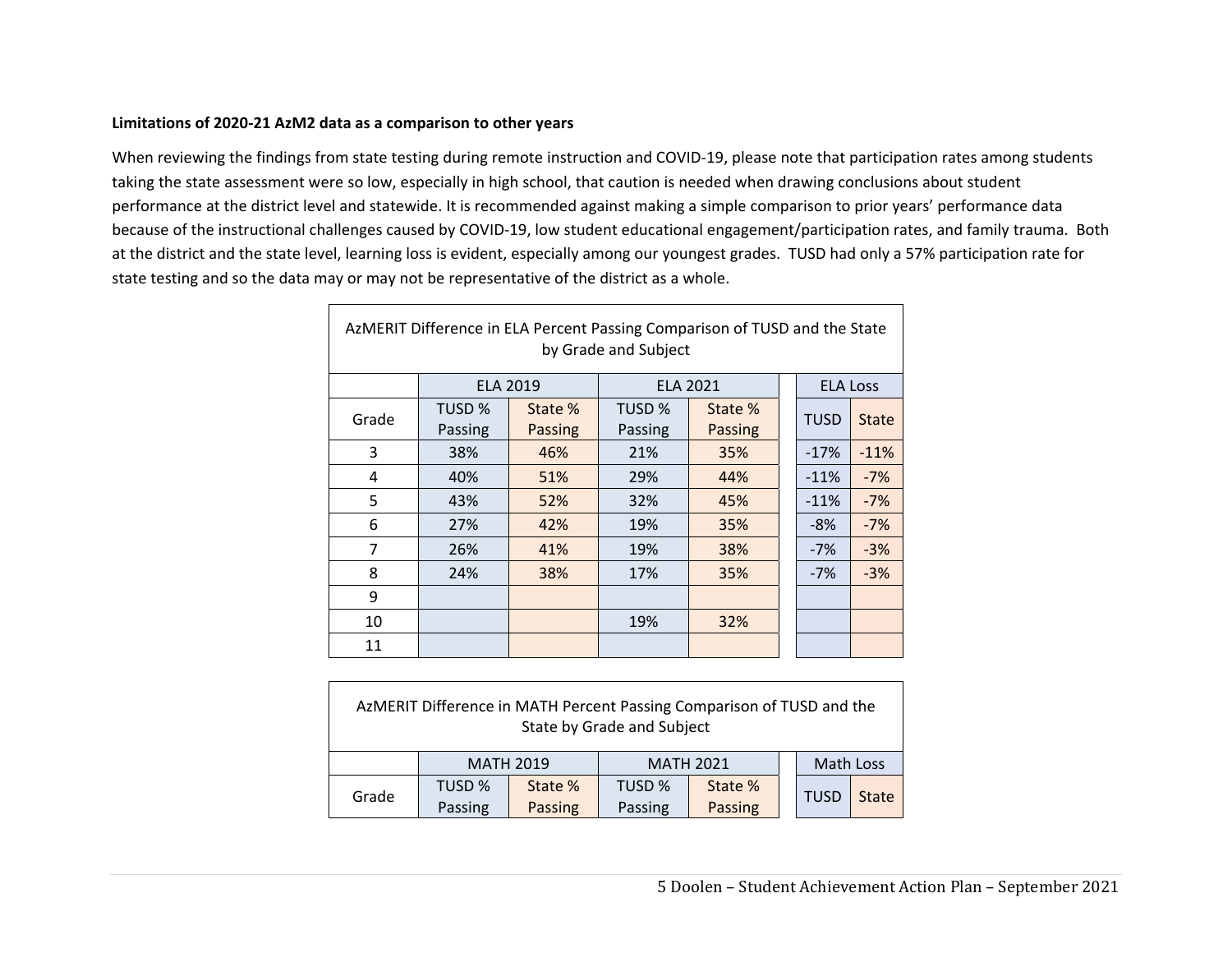**Limitations of 2020-21 AzM2 data as a comparison to other years**

When reviewing the findings from state testing during remote instruction and COVID-19, please note that participation rates among students taking the state assessment were so low, especially in high school, that caution is needed when drawing conclusions about student performance at the district level and statewide. It is recommended against making a simple comparison to prior years' performance data because of the instructional challenges caused by COVID-19, low student educational engagement/participation rates, and family trauma. Both at the district and the state level, learning loss is evident, especially among our youngest grades. TUSD had only a 57% participation rate for state testing and so the data may or may not be representative of the district as a whole.

AzMERIT Difference in ELA Percent Passing Comparison of TUSD and the State by Grade and Subject

| | ELA 2019 | | ELA 2021 | | ELA Loss | |
|---|---|---|---|---|---|---|
| Grade | TUSD % Passing | State % Passing | TUSD % Passing | State % Passing | TUSD | State |
| 3 | 38% | 46% | 21% | 35% | -17% | -11% |
| 4 | 40% | 51% | 29% | 44% | -11% | -7% |
| 5 | 43% | 52% | 32% | 45% | -11% | -7% |
| 6 | 27% | 42% | 19% | 35% | -8% | -7% |
| 7 | 26% | 41% | 19% | 38% | -7% | -3% |
| 8 | 24% | 38% | 17% | 35% | -7% | -3% |
| 9 | | | | | | |
| 10 | | | 19% | 32% | | |
| 11 | | | | | | |

AzMERIT Difference in MATH Percent Passing Comparison of TUSD and the State by Grade and Subject

| | MATH 2019 | | MATH 2021 | | Math Loss | |
|---|---|---|---|---|---|---|
| Grade | TUSD % Passing | State % Passing | TUSD % Passing | State % Passing | TUSD | State |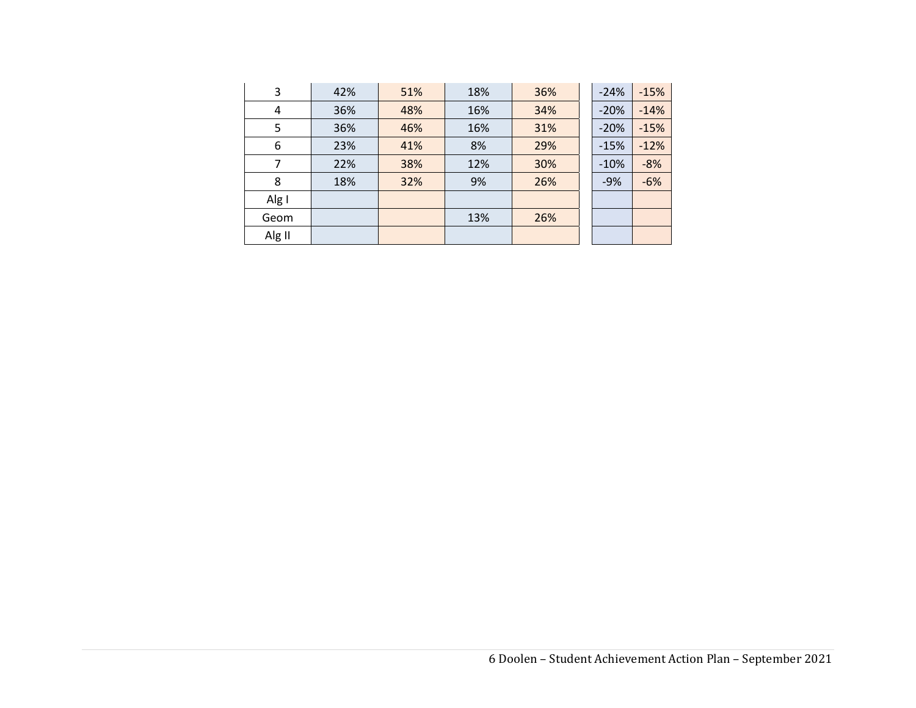| | | | | | | |
|---|---|---|---|---|---|---|
| 3 | 42% | 51% | 18% | 36% | -24% | -15% |
| 4 | 36% | 48% | 16% | 34% | -20% | -14% |
| 5 | 36% | 46% | 16% | 31% | -20% | -15% |
| 6 | 23% | 41% | 8% | 29% | -15% | -12% |
| 7 | 22% | 38% | 12% | 30% | -10% | -8% |
| 8 | 18% | 32% | 9% | 26% | -9% | -6% |
| Alg I | | | | | | |
| Geom | | | 13% | 26% | | |
| Alg II | | | | | | |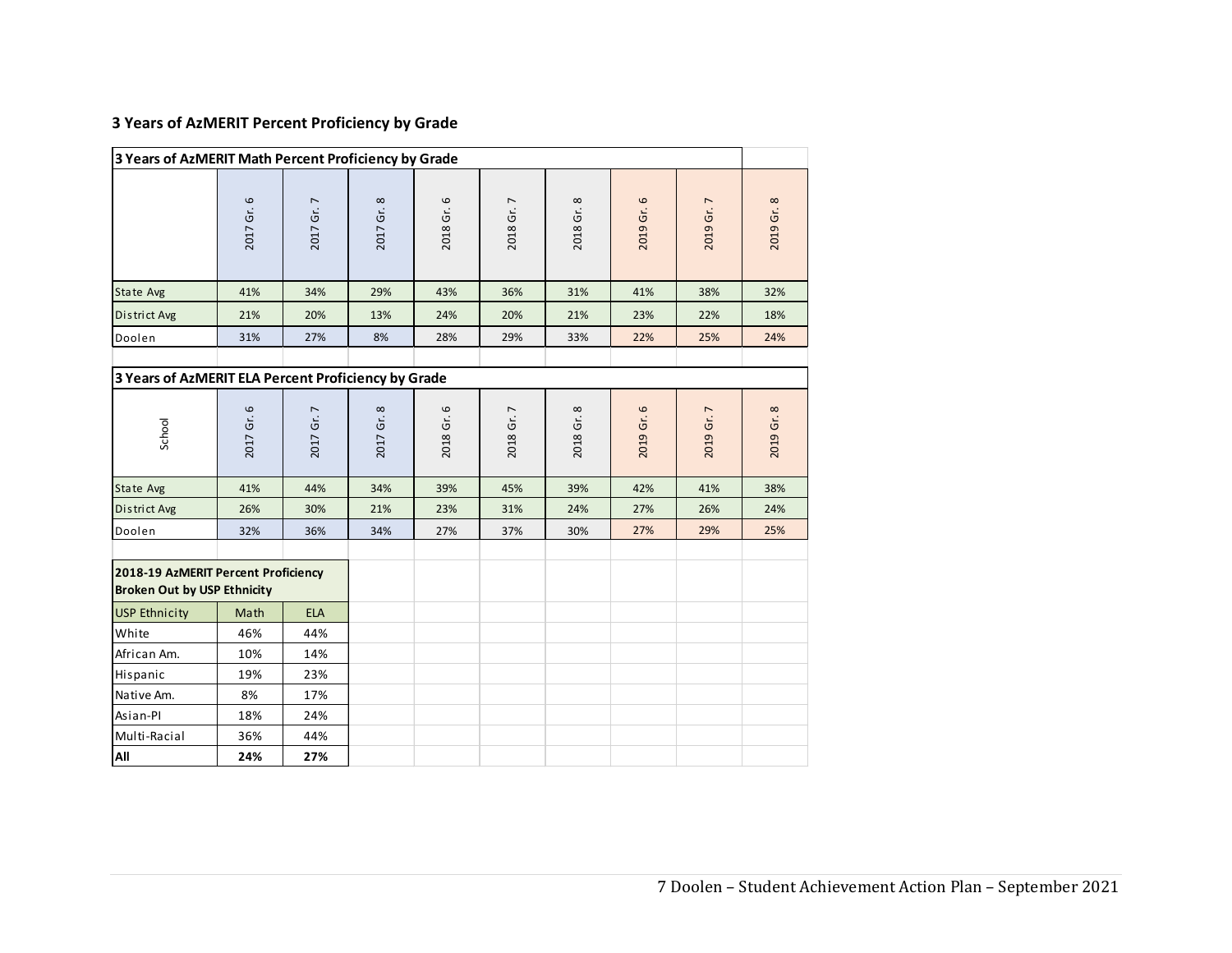### 3 Years of AzMERIT Percent Proficiency by Grade

**3 Years of AzMERIT Math Percent Proficiency by Grade**

| | 2017 Gr. 6 | 2017 Gr. 7 | 2017 Gr. 8 | 2018 Gr. 6 | 2018 Gr. 7 | 2018 Gr. 8 | 2019 Gr. 6 | 2019 Gr. 7 | 2019 Gr. 8 |
|---|---|---|---|---|---|---|---|---|---|
| State Avg | 41% | 34% | 29% | 43% | 36% | 31% | 41% | 38% | 32% |
| District Avg | 21% | 20% | 13% | 24% | 20% | 21% | 23% | 22% | 18% |
| Doolen | 31% | 27% | 8% | 28% | 29% | 33% | 22% | 25% | 24% |

**3 Years of AzMERIT ELA Percent Proficiency by Grade**

| School | 2017 Gr. 6 | 2017 Gr. 7 | 2017 Gr. 8 | 2018 Gr. 6 | 2018 Gr. 7 | 2018 Gr. 8 | 2019 Gr. 6 | 2019 Gr. 7 | 2019 Gr. 8 |
|---|---|---|---|---|---|---|---|---|---|
| State Avg | 41% | 44% | 34% | 39% | 45% | 39% | 42% | 41% | 38% |
| District Avg | 26% | 30% | 21% | 23% | 31% | 24% | 27% | 26% | 24% |
| Doolen | 32% | 36% | 34% | 27% | 37% | 30% | 27% | 29% | 25% |

**2018-19 AzMERIT Percent Proficiency Broken Out by USP Ethnicity**

| USP Ethnicity | Math | ELA |
|---|---|---|
| White | 46% | 44% |
| African Am. | 10% | 14% |
| Hispanic | 19% | 23% |
| Native Am. | 8% | 17% |
| Asian-PI | 18% | 24% |
| Multi-Racial | 36% | 44% |
| **All** | **24%** | **27%** |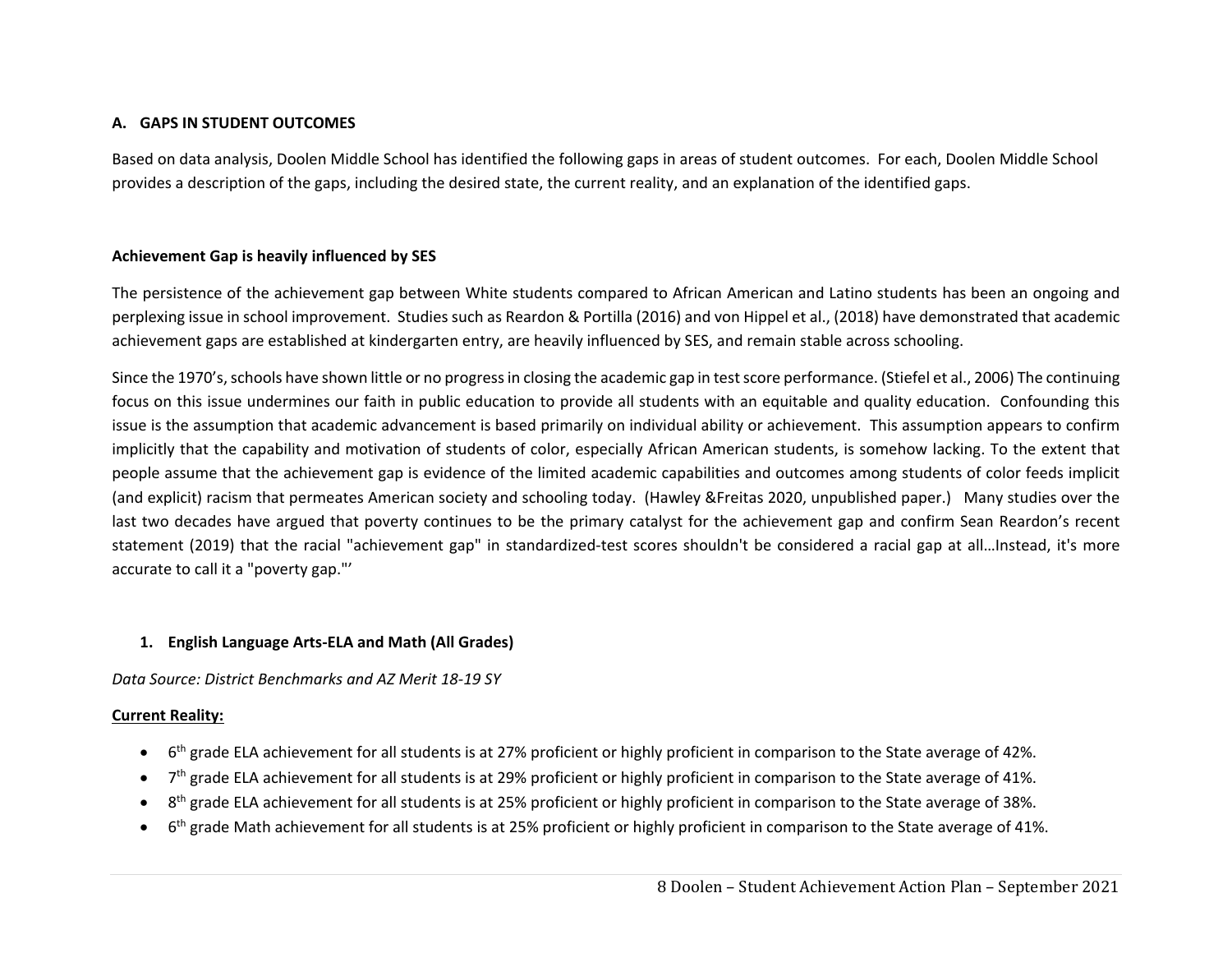## A. GAPS IN STUDENT OUTCOMES

Based on data analysis, Doolen Middle School has identified the following gaps in areas of student outcomes. For each, Doolen Middle School provides a description of the gaps, including the desired state, the current reality, and an explanation of the identified gaps.

**Achievement Gap is heavily influenced by SES**

The persistence of the achievement gap between White students compared to African American and Latino students has been an ongoing and perplexing issue in school improvement. Studies such as Reardon & Portilla (2016) and von Hippel et al., (2018) have demonstrated that academic achievement gaps are established at kindergarten entry, are heavily influenced by SES, and remain stable across schooling.

Since the 1970's, schools have shown little or no progress in closing the academic gap in test score performance. (Stiefel et al., 2006) The continuing focus on this issue undermines our faith in public education to provide all students with an equitable and quality education. Confounding this issue is the assumption that academic advancement is based primarily on individual ability or achievement. This assumption appears to confirm implicitly that the capability and motivation of students of color, especially African American students, is somehow lacking. To the extent that people assume that the achievement gap is evidence of the limited academic capabilities and outcomes among students of color feeds implicit (and explicit) racism that permeates American society and schooling today. (Hawley &Freitas 2020, unpublished paper.) Many studies over the last two decades have argued that poverty continues to be the primary catalyst for the achievement gap and confirm Sean Reardon's recent statement (2019) that the racial "achievement gap" in standardized-test scores shouldn't be considered a racial gap at all…Instead, it's more accurate to call it a "poverty gap."'

### 1. English Language Arts-ELA and Math (All Grades)

*Data Source: District Benchmarks and AZ Merit 18-19 SY*

**Current Reality:**

- 6th grade ELA achievement for all students is at 27% proficient or highly proficient in comparison to the State average of 42%.
- 7th grade ELA achievement for all students is at 29% proficient or highly proficient in comparison to the State average of 41%.
- 8th grade ELA achievement for all students is at 25% proficient or highly proficient in comparison to the State average of 38%.
- 6th grade Math achievement for all students is at 25% proficient or highly proficient in comparison to the State average of 41%.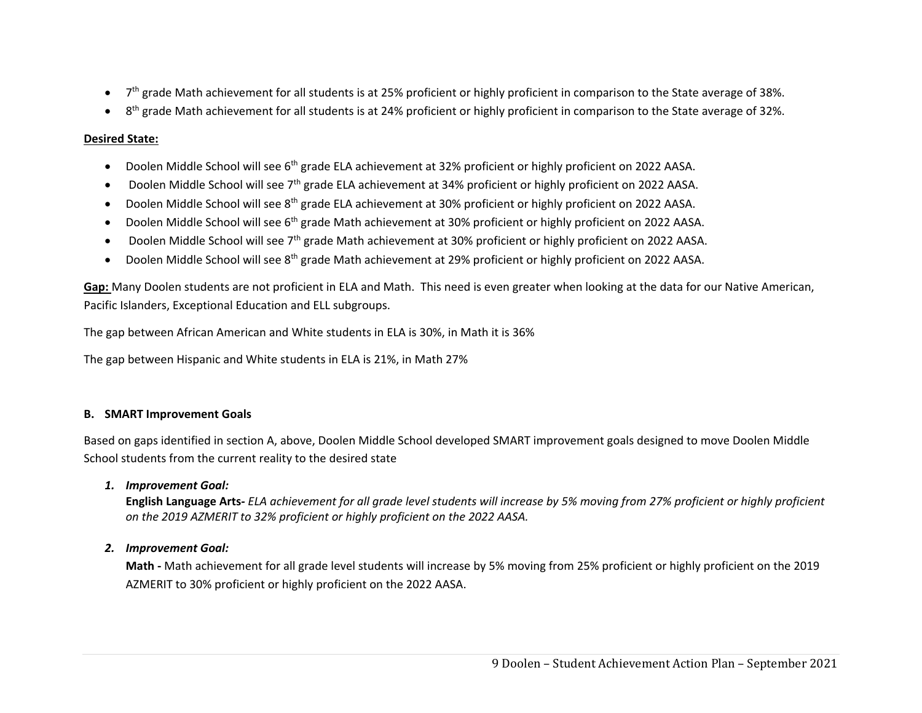- 7th grade Math achievement for all students is at 25% proficient or highly proficient in comparison to the State average of 38%.
- 8th grade Math achievement for all students is at 24% proficient or highly proficient in comparison to the State average of 32%.

**Desired State:**

- Doolen Middle School will see 6th grade ELA achievement at 32% proficient or highly proficient on 2022 AASA.
- Doolen Middle School will see 7th grade ELA achievement at 34% proficient or highly proficient on 2022 AASA.
- Doolen Middle School will see 8th grade ELA achievement at 30% proficient or highly proficient on 2022 AASA.
- Doolen Middle School will see 6th grade Math achievement at 30% proficient or highly proficient on 2022 AASA.
- Doolen Middle School will see 7th grade Math achievement at 30% proficient or highly proficient on 2022 AASA.
- Doolen Middle School will see 8th grade Math achievement at 29% proficient or highly proficient on 2022 AASA.

**Gap:** Many Doolen students are not proficient in ELA and Math. This need is even greater when looking at the data for our Native American, Pacific Islanders, Exceptional Education and ELL subgroups.

The gap between African American and White students in ELA is 30%, in Math it is 36%

The gap between Hispanic and White students in ELA is 21%, in Math 27%

**B. SMART Improvement Goals**

Based on gaps identified in section A, above, Doolen Middle School developed SMART improvement goals designed to move Doolen Middle School students from the current reality to the desired state

1. ***Improvement Goal:***
   **English Language Arts-** *ELA achievement for all grade level students will increase by 5% moving from 27% proficient or highly proficient on the 2019 AZMERIT to 32% proficient or highly proficient on the 2022 AASA.*

2. ***Improvement Goal:***
   **Math -** Math achievement for all grade level students will increase by 5% moving from 25% proficient or highly proficient on the 2019 AZMERIT to 30% proficient or highly proficient on the 2022 AASA.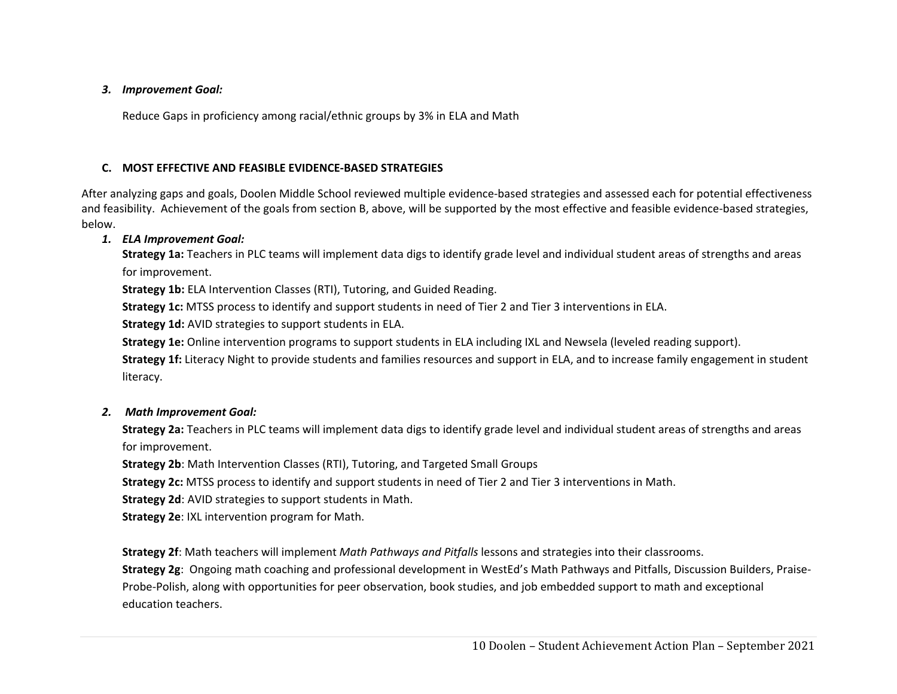### *3. Improvement Goal:*

Reduce Gaps in proficiency among racial/ethnic groups by 3% in ELA and Math

### C. MOST EFFECTIVE AND FEASIBLE EVIDENCE-BASED STRATEGIES

After analyzing gaps and goals, Doolen Middle School reviewed multiple evidence-based strategies and assessed each for potential effectiveness and feasibility. Achievement of the goals from section B, above, will be supported by the most effective and feasible evidence-based strategies, below.

#### *1. ELA Improvement Goal:*

**Strategy 1a:** Teachers in PLC teams will implement data digs to identify grade level and individual student areas of strengths and areas for improvement.

**Strategy 1b:** ELA Intervention Classes (RTI), Tutoring, and Guided Reading.

**Strategy 1c:** MTSS process to identify and support students in need of Tier 2 and Tier 3 interventions in ELA.

**Strategy 1d:** AVID strategies to support students in ELA.

**Strategy 1e:** Online intervention programs to support students in ELA including IXL and Newsela (leveled reading support).

**Strategy 1f:** Literacy Night to provide students and families resources and support in ELA, and to increase family engagement in student literacy.

#### *2. Math Improvement Goal:*

**Strategy 2a:** Teachers in PLC teams will implement data digs to identify grade level and individual student areas of strengths and areas for improvement.

**Strategy 2b**: Math Intervention Classes (RTI), Tutoring, and Targeted Small Groups

**Strategy 2c:** MTSS process to identify and support students in need of Tier 2 and Tier 3 interventions in Math.

**Strategy 2d**: AVID strategies to support students in Math.

**Strategy 2e**: IXL intervention program for Math.

**Strategy 2f**: Math teachers will implement *Math Pathways and Pitfalls* lessons and strategies into their classrooms.

**Strategy 2g**: Ongoing math coaching and professional development in WestEd's Math Pathways and Pitfalls, Discussion Builders, Praise-Probe-Polish, along with opportunities for peer observation, book studies, and job embedded support to math and exceptional education teachers.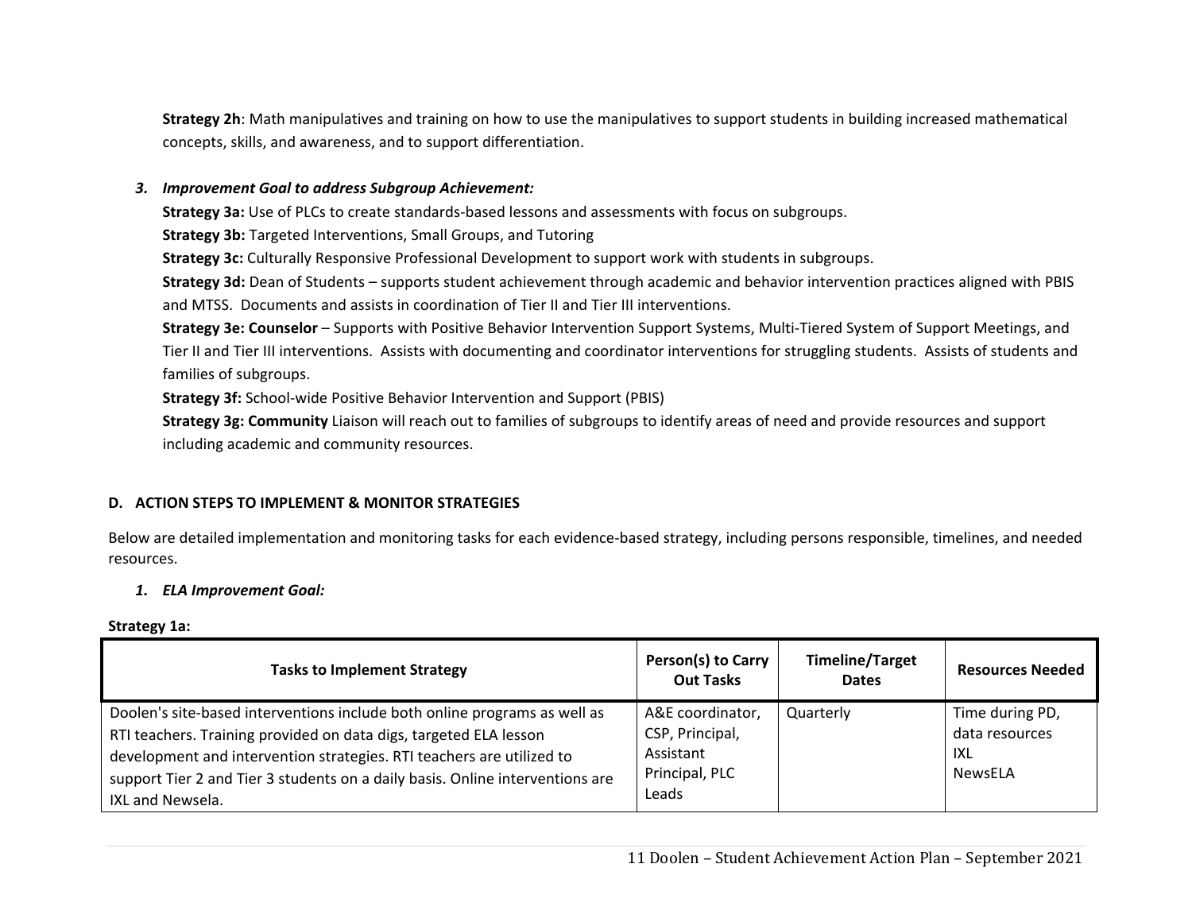**Strategy 2h**: Math manipulatives and training on how to use the manipulatives to support students in building increased mathematical concepts, skills, and awareness, and to support differentiation.

3. ***Improvement Goal to address Subgroup Achievement:***

**Strategy 3a:** Use of PLCs to create standards-based lessons and assessments with focus on subgroups.

**Strategy 3b:** Targeted Interventions, Small Groups, and Tutoring

**Strategy 3c:** Culturally Responsive Professional Development to support work with students in subgroups.

**Strategy 3d:** Dean of Students – supports student achievement through academic and behavior intervention practices aligned with PBIS and MTSS. Documents and assists in coordination of Tier II and Tier III interventions.

**Strategy 3e: Counselor** – Supports with Positive Behavior Intervention Support Systems, Multi-Tiered System of Support Meetings, and Tier II and Tier III interventions. Assists with documenting and coordinator interventions for struggling students. Assists of students and families of subgroups.

**Strategy 3f:** School-wide Positive Behavior Intervention and Support (PBIS)

**Strategy 3g: Community** Liaison will reach out to families of subgroups to identify areas of need and provide resources and support including academic and community resources.

## D. ACTION STEPS TO IMPLEMENT & MONITOR STRATEGIES

Below are detailed implementation and monitoring tasks for each evidence-based strategy, including persons responsible, timelines, and needed resources.

1. ***ELA Improvement Goal:***

**Strategy 1a:**

| Tasks to Implement Strategy | Person(s) to Carry Out Tasks | Timeline/Target Dates | Resources Needed |
|---|---|---|---|
| Doolen's site-based interventions include both online programs as well as RTI teachers. Training provided on data digs, targeted ELA lesson development and intervention strategies. RTI teachers are utilized to support Tier 2 and Tier 3 students on a daily basis. Online interventions are IXL and Newsela. | A&E coordinator, CSP, Principal, Assistant Principal, PLC Leads | Quarterly | Time during PD, data resources IXL NewsELA |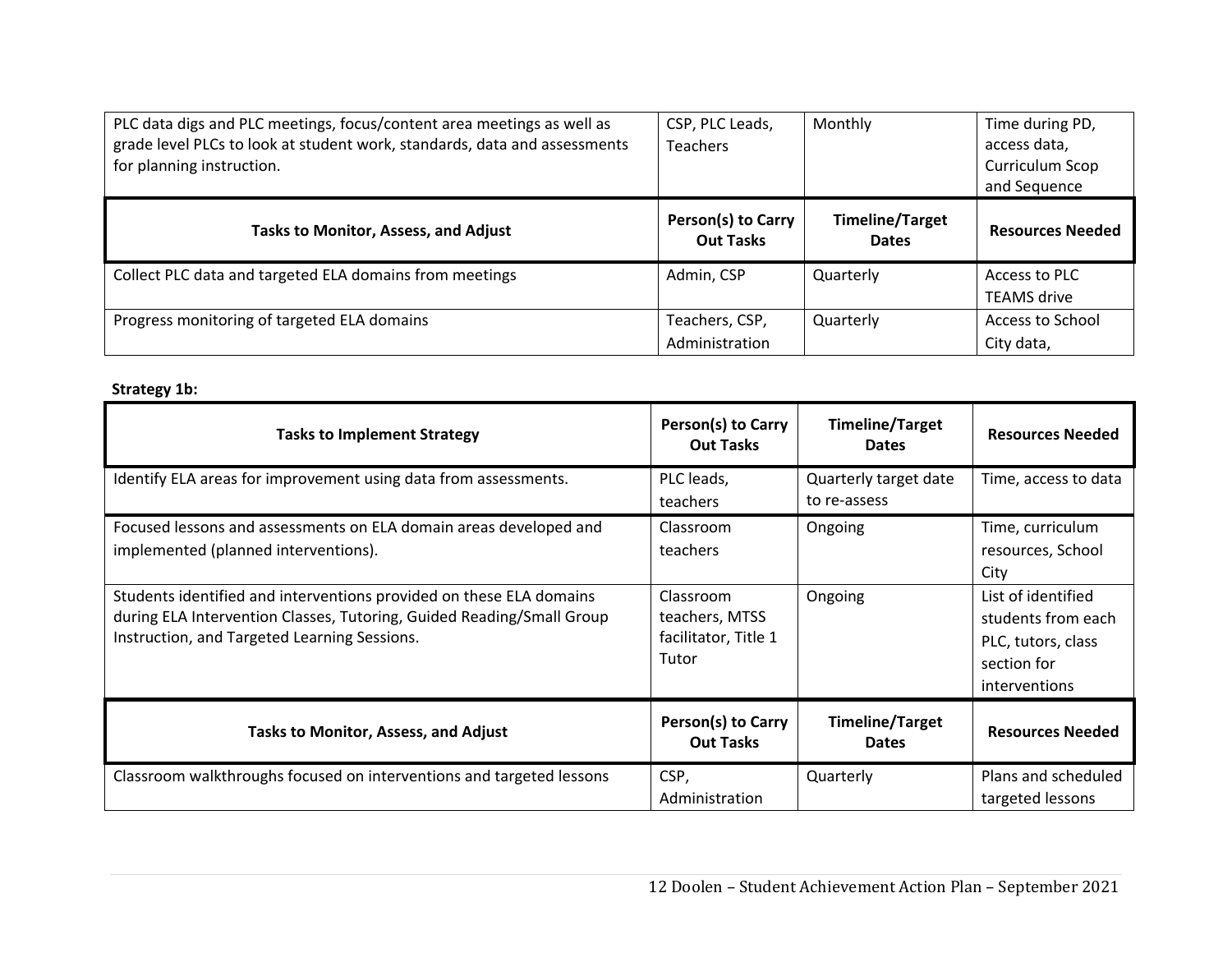| | | | |
|---|---|---|---|
| PLC data digs and PLC meetings, focus/content area meetings as well as grade level PLCs to look at student work, standards, data and assessments for planning instruction. | CSP, PLC Leads, Teachers | Monthly | Time during PD, access data, Curriculum Scop and Sequence |
| **Tasks to Monitor, Assess, and Adjust** | **Person(s) to Carry Out Tasks** | **Timeline/Target Dates** | **Resources Needed** |
| Collect PLC data and targeted ELA domains from meetings | Admin, CSP | Quarterly | Access to PLC TEAMS drive |
| Progress monitoring of targeted ELA domains | Teachers, CSP, Administration | Quarterly | Access to School City data, |

**Strategy 1b:**

| Tasks to Implement Strategy | Person(s) to Carry Out Tasks | Timeline/Target Dates | Resources Needed |
|---|---|---|---|
| Identify ELA areas for improvement using data from assessments. | PLC leads, teachers | Quarterly target date to re-assess | Time, access to data |
| Focused lessons and assessments on ELA domain areas developed and implemented (planned interventions). | Classroom teachers | Ongoing | Time, curriculum resources, School City |
| Students identified and interventions provided on these ELA domains during ELA Intervention Classes, Tutoring, Guided Reading/Small Group Instruction, and Targeted Learning Sessions. | Classroom teachers, MTSS facilitator, Title 1 Tutor | Ongoing | List of identified students from each PLC, tutors, class section for interventions |
| **Tasks to Monitor, Assess, and Adjust** | **Person(s) to Carry Out Tasks** | **Timeline/Target Dates** | **Resources Needed** |
| Classroom walkthroughs focused on interventions and targeted lessons | CSP, Administration | Quarterly | Plans and scheduled targeted lessons |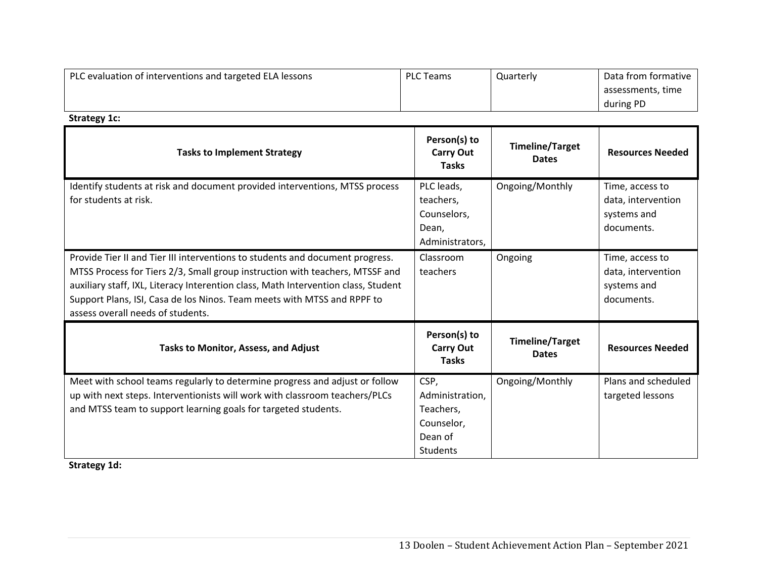| PLC evaluation of interventions and targeted ELA lessons | PLC Teams | Quarterly | Data from formative assessments, time during PD |
|---|---|---|---|

**Strategy 1c:**

| Tasks to Implement Strategy | Person(s) to Carry Out Tasks | Timeline/Target Dates | Resources Needed |
|---|---|---|---|
| Identify students at risk and document provided interventions, MTSS process for students at risk. | PLC leads, teachers, Counselors, Dean, Administrators, | Ongoing/Monthly | Time, access to data, intervention systems and documents. |
| Provide Tier II and Tier III interventions to students and document progress. MTSS Process for Tiers 2/3, Small group instruction with teachers, MTSSF and auxiliary staff, IXL, Literacy Interention class, Math Intervention class, Student Support Plans, ISI, Casa de los Ninos. Team meets with MTSS and RPPF to assess overall needs of students. | Classroom teachers | Ongoing | Time, access to data, intervention systems and documents. |

| Tasks to Monitor, Assess, and Adjust | Person(s) to Carry Out Tasks | Timeline/Target Dates | Resources Needed |
|---|---|---|---|
| Meet with school teams regularly to determine progress and adjust or follow up with next steps. Interventionists will work with classroom teachers/PLCs and MTSS team to support learning goals for targeted students. | CSP, Administration, Teachers, Counselor, Dean of Students | Ongoing/Monthly | Plans and scheduled targeted lessons |

**Strategy 1d:**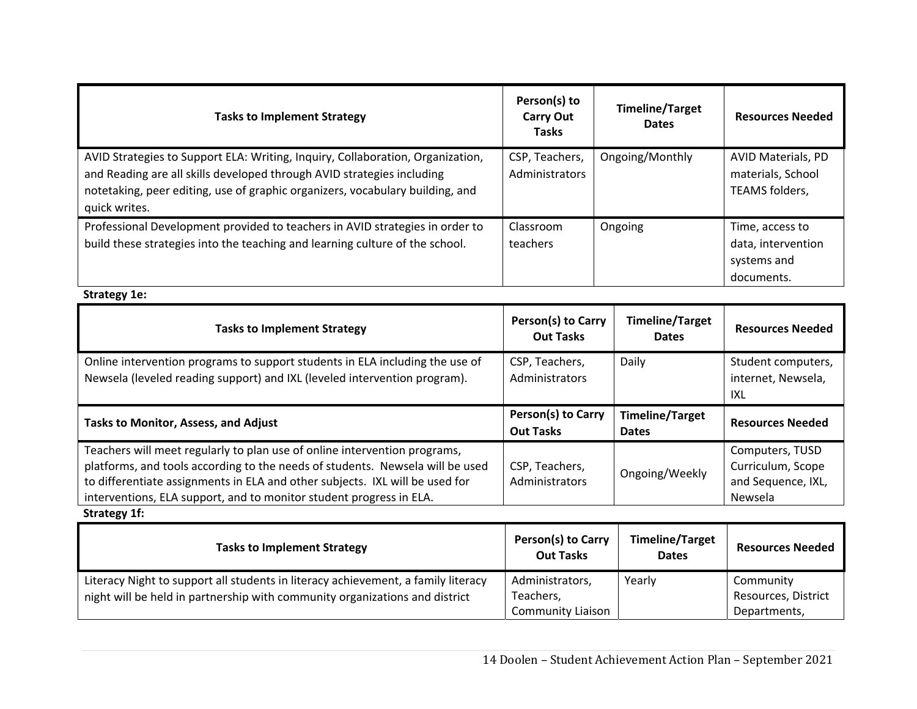| Tasks to Implement Strategy | Person(s) to Carry Out Tasks | Timeline/Target Dates | Resources Needed |
|---|---|---|---|
| AVID Strategies to Support ELA: Writing, Inquiry, Collaboration, Organization, and Reading are all skills developed through AVID strategies including notetaking, peer editing, use of graphic organizers, vocabulary building, and quick writes. | CSP, Teachers, Administrators | Ongoing/Monthly | AVID Materials, PD materials, School TEAMS folders, |
| Professional Development provided to teachers in AVID strategies in order to build these strategies into the teaching and learning culture of the school. | Classroom teachers | Ongoing | Time, access to data, intervention systems and documents. |

**Strategy 1e:**

| Tasks to Implement Strategy | Person(s) to Carry Out Tasks | Timeline/Target Dates | Resources Needed |
|---|---|---|---|
| Online intervention programs to support students in ELA including the use of Newsela (leveled reading support) and IXL (leveled intervention program). | CSP, Teachers, Administrators | Daily | Student computers, internet, Newsela, IXL |
| **Tasks to Monitor, Assess, and Adjust** | **Person(s) to Carry Out Tasks** | **Timeline/Target Dates** | **Resources Needed** |
| Teachers will meet regularly to plan use of online intervention programs, platforms, and tools according to the needs of students. Newsela will be used to differentiate assignments in ELA and other subjects. IXL will be used for interventions, ELA support, and to monitor student progress in ELA. | CSP, Teachers, Administrators | Ongoing/Weekly | Computers, TUSD Curriculum, Scope and Sequence, IXL, Newsela |

**Strategy 1f:**

| Tasks to Implement Strategy | Person(s) to Carry Out Tasks | Timeline/Target Dates | Resources Needed |
|---|---|---|---|
| Literacy Night to support all students in literacy achievement, a family literacy night will be held in partnership with community organizations and district | Administrators, Teachers, Community Liaison | Yearly | Community Resources, District Departments, |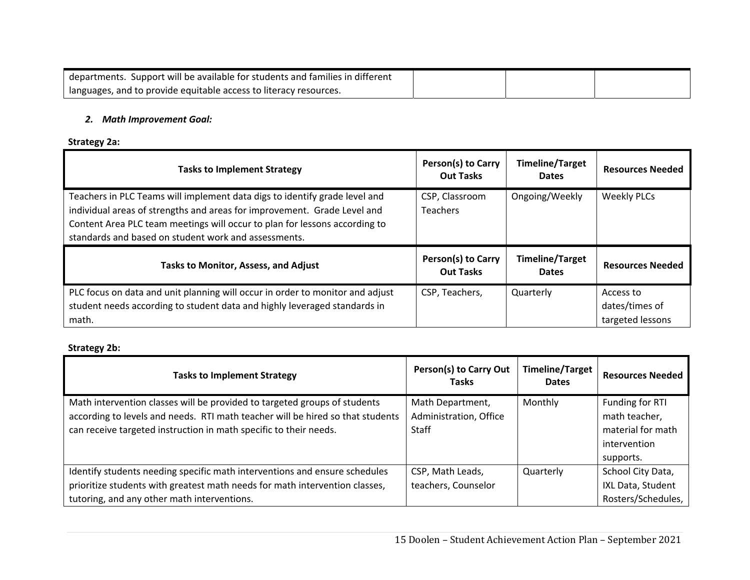| departments. Support will be available for students and families in different languages, and to provide equitable access to literacy resources. | | | |
|---|---|---|---|

### *2. Math Improvement Goal:*

**Strategy 2a:**

| Tasks to Implement Strategy | Person(s) to Carry Out Tasks | Timeline/Target Dates | Resources Needed |
|---|---|---|---|
| Teachers in PLC Teams will implement data digs to identify grade level and individual areas of strengths and areas for improvement. Grade Level and Content Area PLC team meetings will occur to plan for lessons according to standards and based on student work and assessments. | CSP, Classroom Teachers | Ongoing/Weekly | Weekly PLCs |
| **Tasks to Monitor, Assess, and Adjust** | **Person(s) to Carry Out Tasks** | **Timeline/Target Dates** | **Resources Needed** |
| PLC focus on data and unit planning will occur in order to monitor and adjust student needs according to student data and highly leveraged standards in math. | CSP, Teachers, | Quarterly | Access to dates/times of targeted lessons |

**Strategy 2b:**

| Tasks to Implement Strategy | Person(s) to Carry Out Tasks | Timeline/Target Dates | Resources Needed |
|---|---|---|---|
| Math intervention classes will be provided to targeted groups of students according to levels and needs. RTI math teacher will be hired so that students can receive targeted instruction in math specific to their needs. | Math Department, Administration, Office Staff | Monthly | Funding for RTI math teacher, material for math intervention supports. |
| Identify students needing specific math interventions and ensure schedules prioritize students with greatest math needs for math intervention classes, tutoring, and any other math interventions. | CSP, Math Leads, teachers, Counselor | Quarterly | School City Data, IXL Data, Student Rosters/Schedules, |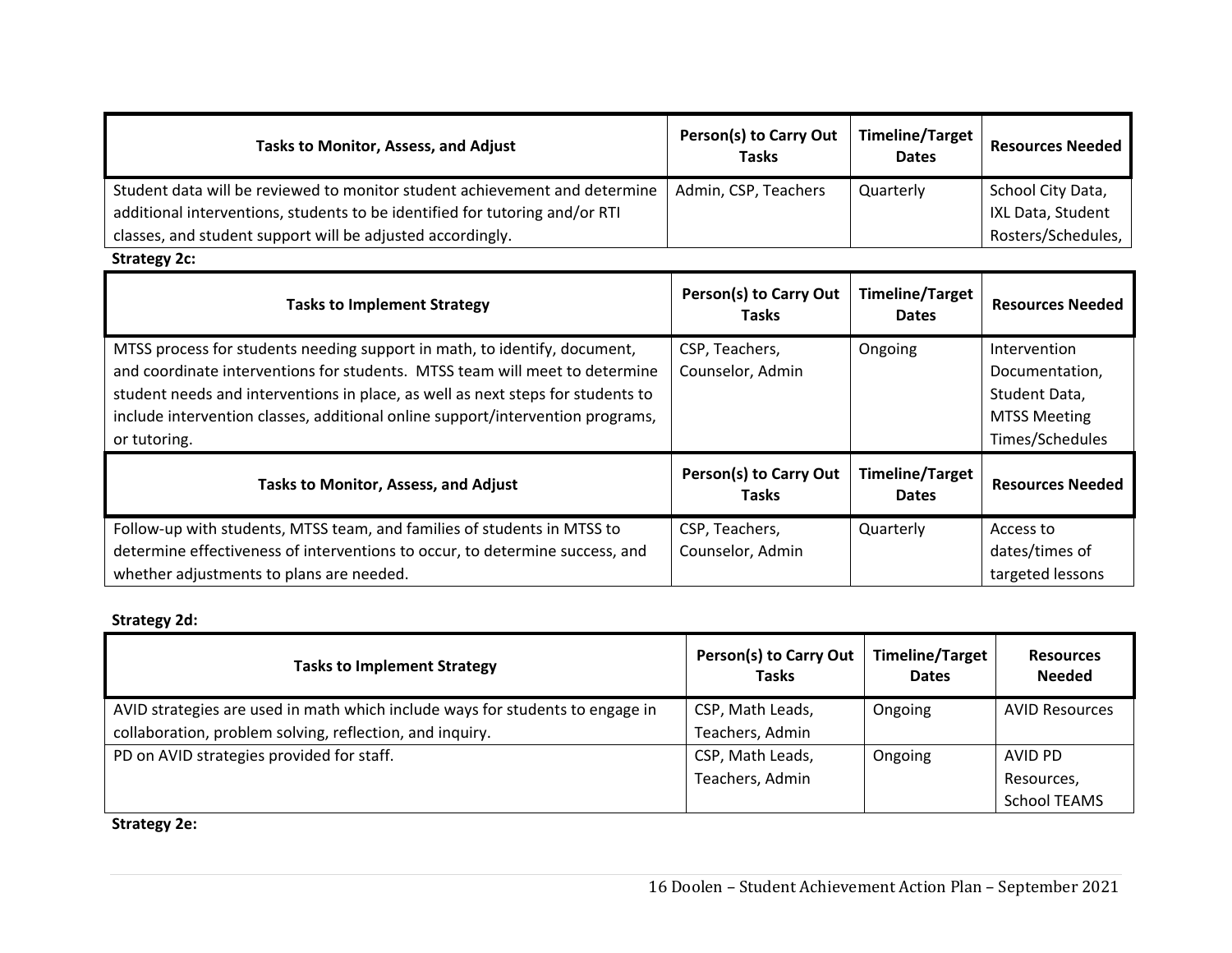| Tasks to Monitor, Assess, and Adjust | Person(s) to Carry Out Tasks | Timeline/Target Dates | Resources Needed |
|---|---|---|---|
| Student data will be reviewed to monitor student achievement and determine additional interventions, students to be identified for tutoring and/or RTI classes, and student support will be adjusted accordingly. | Admin, CSP, Teachers | Quarterly | School City Data, IXL Data, Student Rosters/Schedules, |

**Strategy 2c:**

| Tasks to Implement Strategy | Person(s) to Carry Out Tasks | Timeline/Target Dates | Resources Needed |
|---|---|---|---|
| MTSS process for students needing support in math, to identify, document, and coordinate interventions for students. MTSS team will meet to determine student needs and interventions in place, as well as next steps for students to include intervention classes, additional online support/intervention programs, or tutoring. | CSP, Teachers, Counselor, Admin | Ongoing | Intervention Documentation, Student Data, MTSS Meeting Times/Schedules |

| Tasks to Monitor, Assess, and Adjust | Person(s) to Carry Out Tasks | Timeline/Target Dates | Resources Needed |
|---|---|---|---|
| Follow-up with students, MTSS team, and families of students in MTSS to determine effectiveness of interventions to occur, to determine success, and whether adjustments to plans are needed. | CSP, Teachers, Counselor, Admin | Quarterly | Access to dates/times of targeted lessons |

**Strategy 2d:**

| Tasks to Implement Strategy | Person(s) to Carry Out Tasks | Timeline/Target Dates | Resources Needed |
|---|---|---|---|
| AVID strategies are used in math which include ways for students to engage in collaboration, problem solving, reflection, and inquiry. | CSP, Math Leads, Teachers, Admin | Ongoing | AVID Resources |
| PD on AVID strategies provided for staff. | CSP, Math Leads, Teachers, Admin | Ongoing | AVID PD Resources, School TEAMS |

**Strategy 2e:**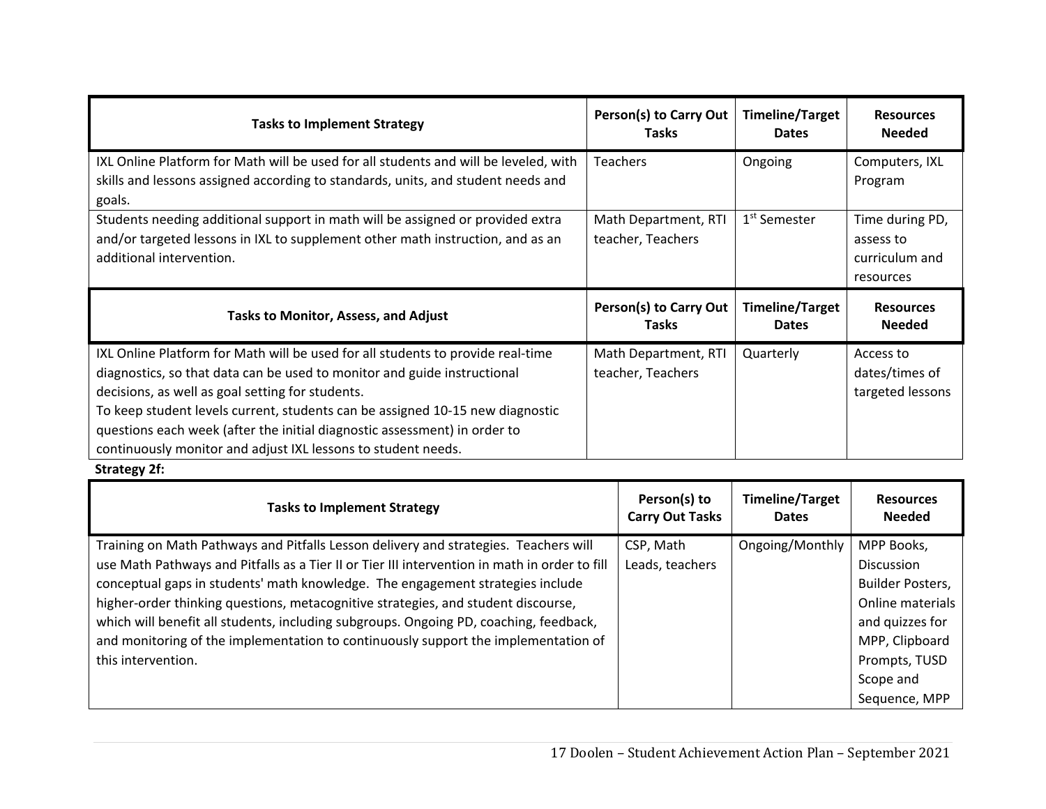| Tasks to Implement Strategy | Person(s) to Carry Out Tasks | Timeline/Target Dates | Resources Needed |
|---|---|---|---|
| IXL Online Platform for Math will be used for all students and will be leveled, with skills and lessons assigned according to standards, units, and student needs and goals. | Teachers | Ongoing | Computers, IXL Program |
| Students needing additional support in math will be assigned or provided extra and/or targeted lessons in IXL to supplement other math instruction, and as an additional intervention. | Math Department, RTI teacher, Teachers | 1st Semester | Time during PD, assess to curriculum and resources |

| Tasks to Monitor, Assess, and Adjust | Person(s) to Carry Out Tasks | Timeline/Target Dates | Resources Needed |
|---|---|---|---|
| IXL Online Platform for Math will be used for all students to provide real-time diagnostics, so that data can be used to monitor and guide instructional decisions, as well as goal setting for students. To keep student levels current, students can be assigned 10-15 new diagnostic questions each week (after the initial diagnostic assessment) in order to continuously monitor and adjust IXL lessons to student needs. | Math Department, RTI teacher, Teachers | Quarterly | Access to dates/times of targeted lessons |

**Strategy 2f:**

| Tasks to Implement Strategy | Person(s) to Carry Out Tasks | Timeline/Target Dates | Resources Needed |
|---|---|---|---|
| Training on Math Pathways and Pitfalls Lesson delivery and strategies. Teachers will use Math Pathways and Pitfalls as a Tier II or Tier III intervention in math in order to fill conceptual gaps in students' math knowledge. The engagement strategies include higher-order thinking questions, metacognitive strategies, and student discourse, which will benefit all students, including subgroups. Ongoing PD, coaching, feedback, and monitoring of the implementation to continuously support the implementation of this intervention. | CSP, Math Leads, teachers | Ongoing/Monthly | MPP Books, Discussion Builder Posters, Online materials and quizzes for MPP, Clipboard Prompts, TUSD Scope and Sequence, MPP |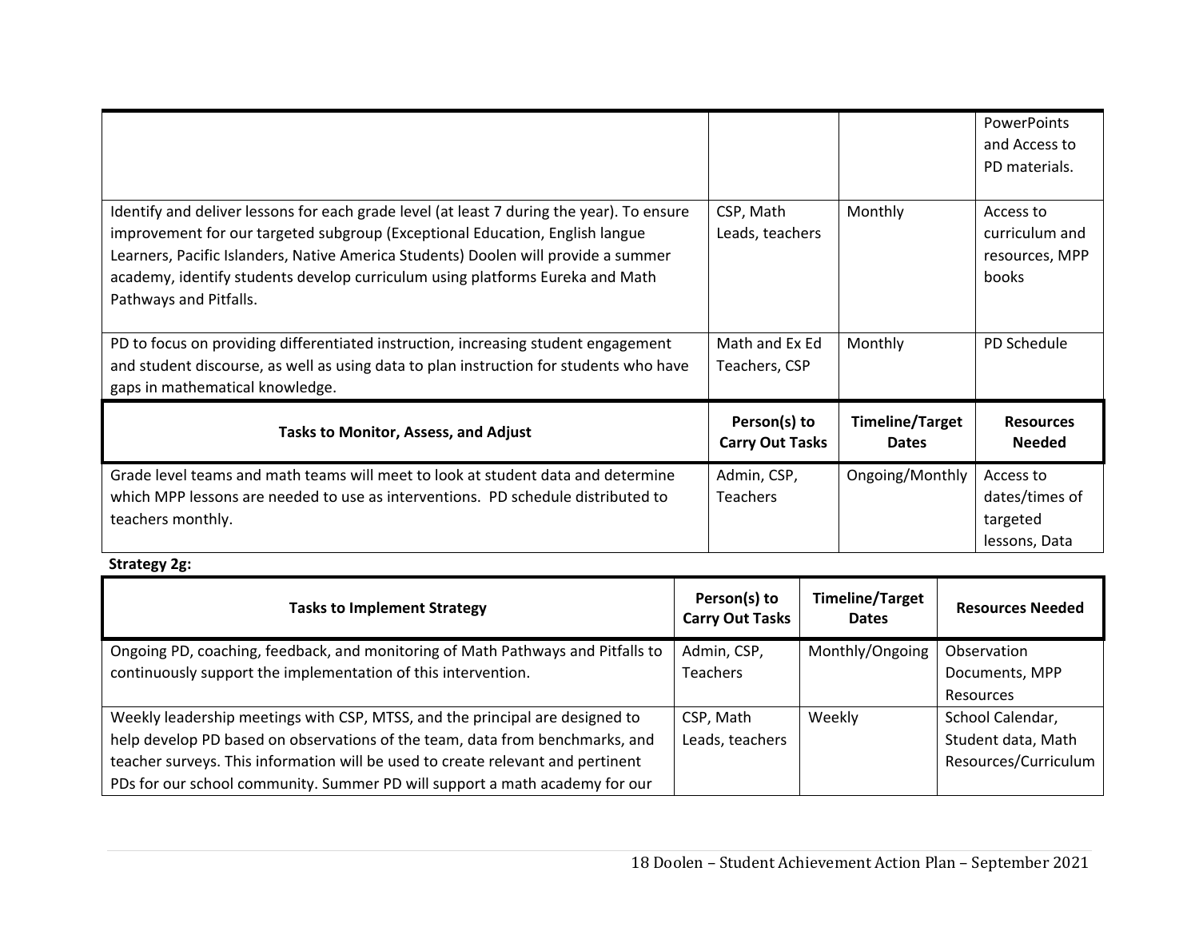| | | | |
|---|---|---|---|
| | | | PowerPoints and Access to PD materials. |
| Identify and deliver lessons for each grade level (at least 7 during the year). To ensure improvement for our targeted subgroup (Exceptional Education, English langue Learners, Pacific Islanders, Native America Students) Doolen will provide a summer academy, identify students develop curriculum using platforms Eureka and Math Pathways and Pitfalls. | CSP, Math Leads, teachers | Monthly | Access to curriculum and resources, MPP books |
| PD to focus on providing differentiated instruction, increasing student engagement and student discourse, as well as using data to plan instruction for students who have gaps in mathematical knowledge. | Math and Ex Ed Teachers, CSP | Monthly | PD Schedule |
| **Tasks to Monitor, Assess, and Adjust** | **Person(s) to Carry Out Tasks** | **Timeline/Target Dates** | **Resources Needed** |
| Grade level teams and math teams will meet to look at student data and determine which MPP lessons are needed to use as interventions. PD schedule distributed to teachers monthly. | Admin, CSP, Teachers | Ongoing/Monthly | Access to dates/times of targeted lessons, Data |

**Strategy 2g:**

| Tasks to Implement Strategy | Person(s) to Carry Out Tasks | Timeline/Target Dates | Resources Needed |
|---|---|---|---|
| Ongoing PD, coaching, feedback, and monitoring of Math Pathways and Pitfalls to continuously support the implementation of this intervention. | Admin, CSP, Teachers | Monthly/Ongoing | Observation Documents, MPP Resources |
| Weekly leadership meetings with CSP, MTSS, and the principal are designed to help develop PD based on observations of the team, data from benchmarks, and teacher surveys. This information will be used to create relevant and pertinent PDs for our school community. Summer PD will support a math academy for our | CSP, Math Leads, teachers | Weekly | School Calendar, Student data, Math Resources/Curriculum |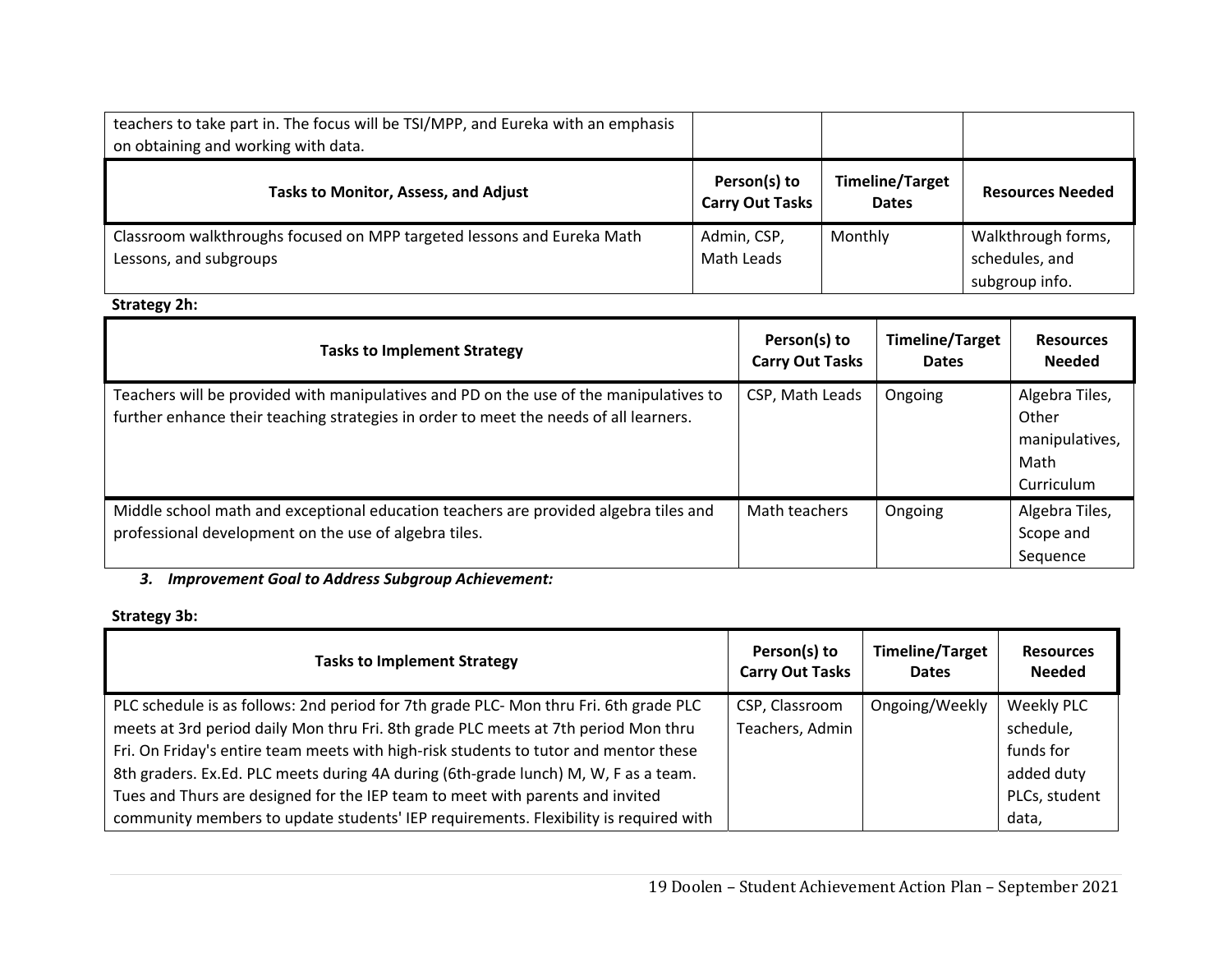| | | | |
|---|---|---|---|
| teachers to take part in. The focus will be TSI/MPP, and Eureka with an emphasis on obtaining and working with data. | | | |

| Tasks to Monitor, Assess, and Adjust | Person(s) to Carry Out Tasks | Timeline/Target Dates | Resources Needed |
|---|---|---|---|
| Classroom walkthroughs focused on MPP targeted lessons and Eureka Math Lessons, and subgroups | Admin, CSP, Math Leads | Monthly | Walkthrough forms, schedules, and subgroup info. |

**Strategy 2h:**

| Tasks to Implement Strategy | Person(s) to Carry Out Tasks | Timeline/Target Dates | Resources Needed |
|---|---|---|---|
| Teachers will be provided with manipulatives and PD on the use of the manipulatives to further enhance their teaching strategies in order to meet the needs of all learners. | CSP, Math Leads | Ongoing | Algebra Tiles, Other manipulatives, Math Curriculum |
| Middle school math and exceptional education teachers are provided algebra tiles and professional development on the use of algebra tiles. | Math teachers | Ongoing | Algebra Tiles, Scope and Sequence |

***3. Improvement Goal to Address Subgroup Achievement:***

**Strategy 3b:**

| Tasks to Implement Strategy | Person(s) to Carry Out Tasks | Timeline/Target Dates | Resources Needed |
|---|---|---|---|
| PLC schedule is as follows: 2nd period for 7th grade PLC- Mon thru Fri. 6th grade PLC meets at 3rd period daily Mon thru Fri. 8th grade PLC meets at 7th period Mon thru Fri. On Friday's entire team meets with high-risk students to tutor and mentor these 8th graders. Ex.Ed. PLC meets during 4A during (6th-grade lunch) M, W, F as a team. Tues and Thurs are designed for the IEP team to meet with parents and invited community members to update students' IEP requirements. Flexibility is required with | CSP, Classroom Teachers, Admin | Ongoing/Weekly | Weekly PLC schedule, funds for added duty PLCs, student data, |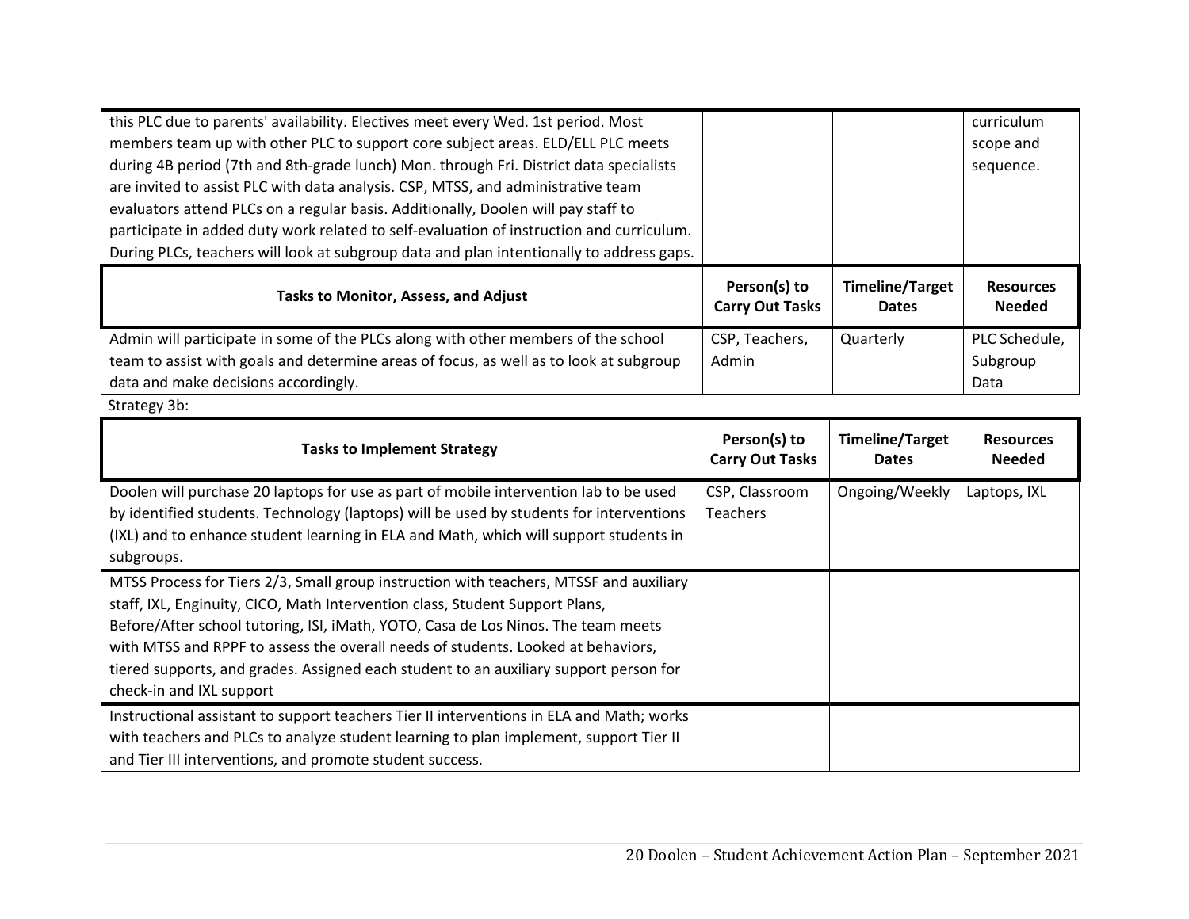| | | | |
|---|---|---|---|
| this PLC due to parents' availability. Electives meet every Wed. 1st period. Most members team up with other PLC to support core subject areas. ELD/ELL PLC meets during 4B period (7th and 8th-grade lunch) Mon. through Fri. District data specialists are invited to assist PLC with data analysis. CSP, MTSS, and administrative team evaluators attend PLCs on a regular basis. Additionally, Doolen will pay staff to participate in added duty work related to self-evaluation of instruction and curriculum. During PLCs, teachers will look at subgroup data and plan intentionally to address gaps. | | | curriculum scope and sequence. |

| Tasks to Monitor, Assess, and Adjust | Person(s) to Carry Out Tasks | Timeline/Target Dates | Resources Needed |
|---|---|---|---|
| Admin will participate in some of the PLCs along with other members of the school team to assist with goals and determine areas of focus, as well as to look at subgroup data and make decisions accordingly. | CSP, Teachers, Admin | Quarterly | PLC Schedule, Subgroup Data |

Strategy 3b:

| Tasks to Implement Strategy | Person(s) to Carry Out Tasks | Timeline/Target Dates | Resources Needed |
|---|---|---|---|
| Doolen will purchase 20 laptops for use as part of mobile intervention lab to be used by identified students. Technology (laptops) will be used by students for interventions (IXL) and to enhance student learning in ELA and Math, which will support students in subgroups. | CSP, Classroom Teachers | Ongoing/Weekly | Laptops, IXL |
| MTSS Process for Tiers 2/3, Small group instruction with teachers, MTSSF and auxiliary staff, IXL, Enginuity, CICO, Math Intervention class, Student Support Plans, Before/After school tutoring, ISI, iMath, YOTO, Casa de Los Ninos. The team meets with MTSS and RPPF to assess the overall needs of students. Looked at behaviors, tiered supports, and grades. Assigned each student to an auxiliary support person for check-in and IXL support | | | |
| Instructional assistant to support teachers Tier II interventions in ELA and Math; works with teachers and PLCs to analyze student learning to plan implement, support Tier II and Tier III interventions, and promote student success. | | | |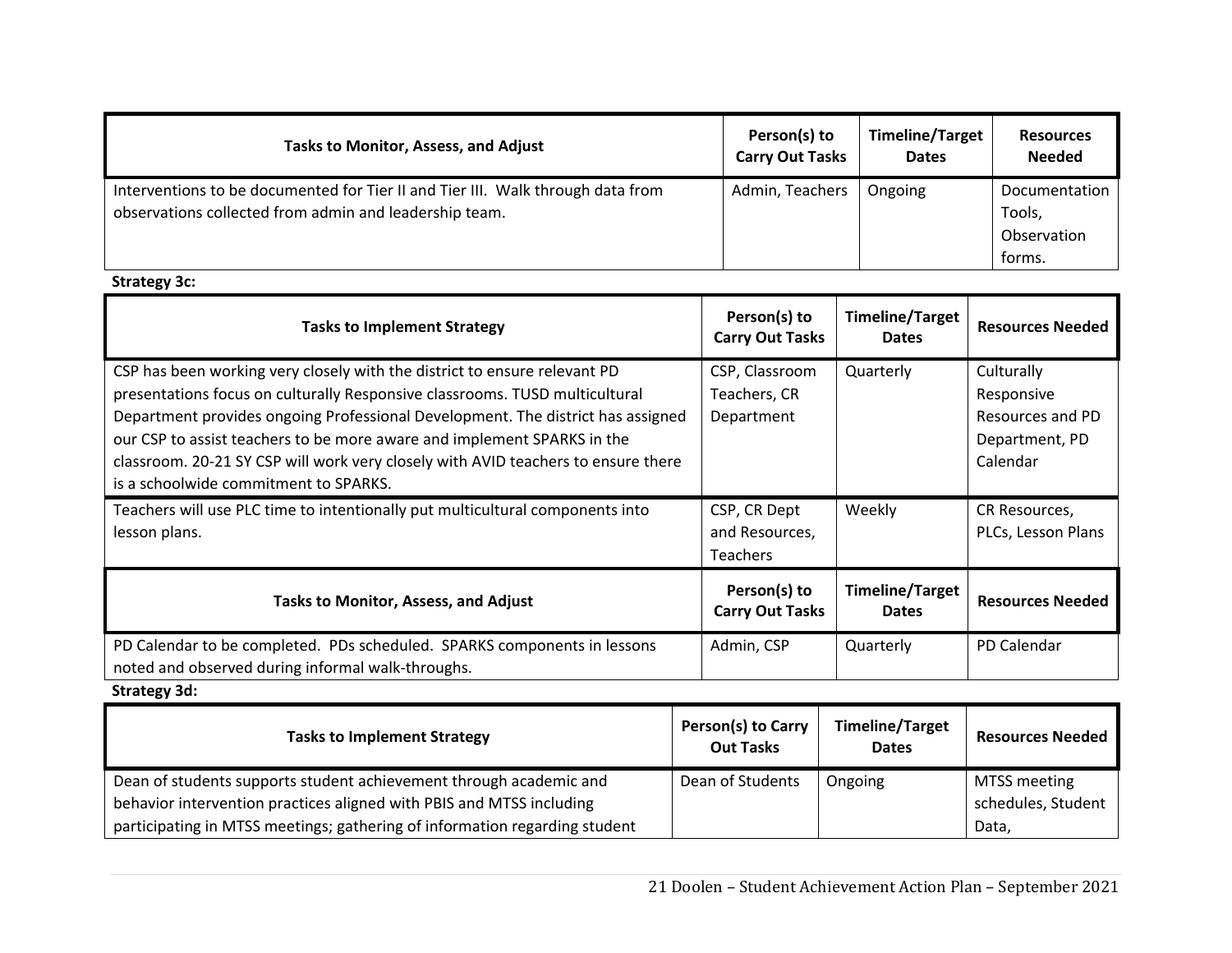| Tasks to Monitor, Assess, and Adjust | Person(s) to Carry Out Tasks | Timeline/Target Dates | Resources Needed |
|---|---|---|---|
| Interventions to be documented for Tier II and Tier III. Walk through data from observations collected from admin and leadership team. | Admin, Teachers | Ongoing | Documentation Tools, Observation forms. |

**Strategy 3c:**

| Tasks to Implement Strategy | Person(s) to Carry Out Tasks | Timeline/Target Dates | Resources Needed |
|---|---|---|---|
| CSP has been working very closely with the district to ensure relevant PD presentations focus on culturally Responsive classrooms. TUSD multicultural Department provides ongoing Professional Development. The district has assigned our CSP to assist teachers to be more aware and implement SPARKS in the classroom. 20-21 SY CSP will work very closely with AVID teachers to ensure there is a schoolwide commitment to SPARKS. | CSP, Classroom Teachers, CR Department | Quarterly | Culturally Responsive Resources and PD Department, PD Calendar |
| Teachers will use PLC time to intentionally put multicultural components into lesson plans. | CSP, CR Dept and Resources, Teachers | Weekly | CR Resources, PLCs, Lesson Plans |

| Tasks to Monitor, Assess, and Adjust | Person(s) to Carry Out Tasks | Timeline/Target Dates | Resources Needed |
|---|---|---|---|
| PD Calendar to be completed. PDs scheduled. SPARKS components in lessons noted and observed during informal walk-throughs. | Admin, CSP | Quarterly | PD Calendar |

**Strategy 3d:**

| Tasks to Implement Strategy | Person(s) to Carry Out Tasks | Timeline/Target Dates | Resources Needed |
|---|---|---|---|
| Dean of students supports student achievement through academic and behavior intervention practices aligned with PBIS and MTSS including participating in MTSS meetings; gathering of information regarding student | Dean of Students | Ongoing | MTSS meeting schedules, Student Data, |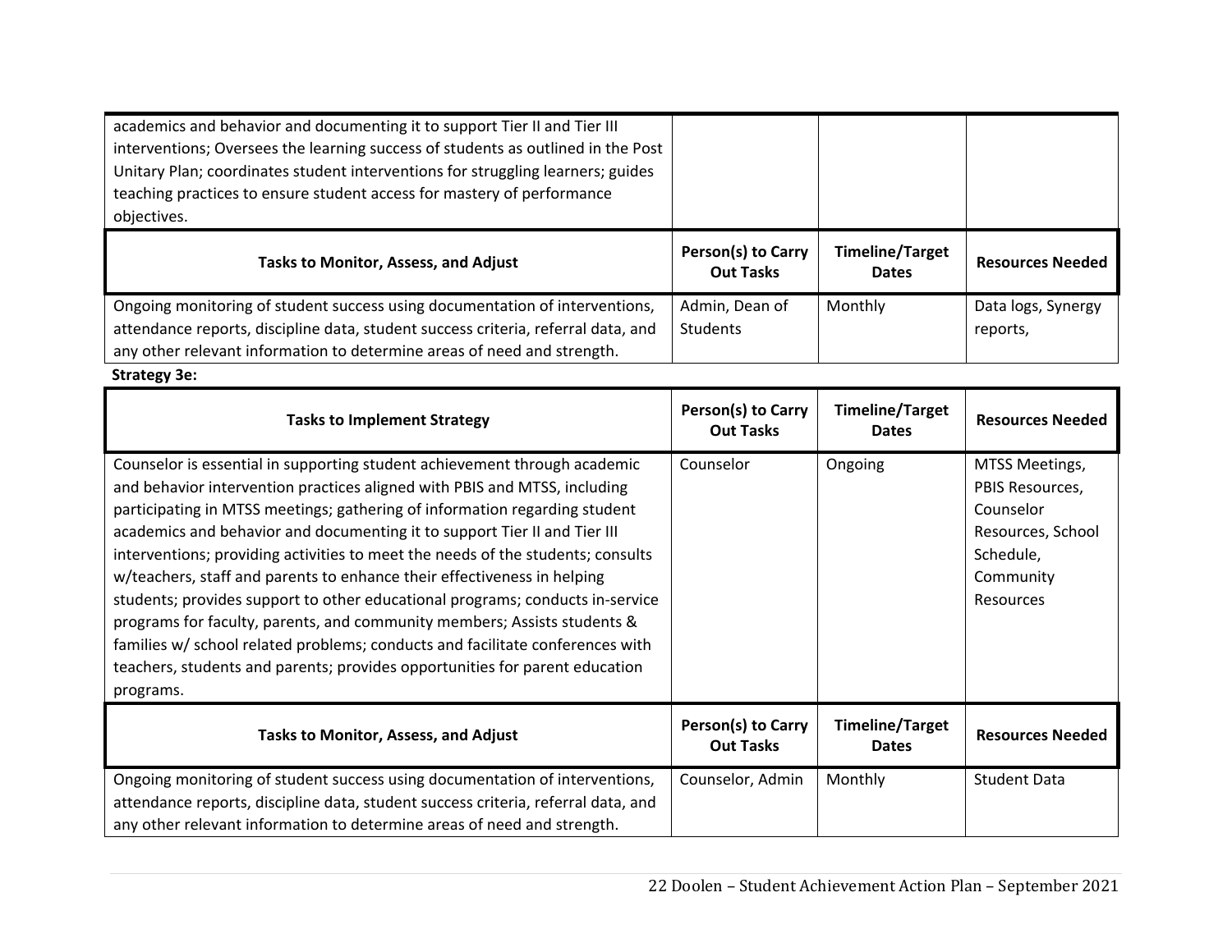| | | | |
|---|---|---|---|
| academics and behavior and documenting it to support Tier II and Tier III interventions; Oversees the learning success of students as outlined in the Post Unitary Plan; coordinates student interventions for struggling learners; guides teaching practices to ensure student access for mastery of performance objectives. | | | |

| Tasks to Monitor, Assess, and Adjust | Person(s) to Carry Out Tasks | Timeline/Target Dates | Resources Needed |
|---|---|---|---|
| Ongoing monitoring of student success using documentation of interventions, attendance reports, discipline data, student success criteria, referral data, and any other relevant information to determine areas of need and strength. | Admin, Dean of Students | Monthly | Data logs, Synergy reports, |

**Strategy 3e:**

| Tasks to Implement Strategy | Person(s) to Carry Out Tasks | Timeline/Target Dates | Resources Needed |
|---|---|---|---|
| Counselor is essential in supporting student achievement through academic and behavior intervention practices aligned with PBIS and MTSS, including participating in MTSS meetings; gathering of information regarding student academics and behavior and documenting it to support Tier II and Tier III interventions; providing activities to meet the needs of the students; consults w/teachers, staff and parents to enhance their effectiveness in helping students; provides support to other educational programs; conducts in-service programs for faculty, parents, and community members; Assists students & families w/ school related problems; conducts and facilitate conferences with teachers, students and parents; provides opportunities for parent education programs. | Counselor | Ongoing | MTSS Meetings, PBIS Resources, Counselor Resources, School Schedule, Community Resources |

| Tasks to Monitor, Assess, and Adjust | Person(s) to Carry Out Tasks | Timeline/Target Dates | Resources Needed |
|---|---|---|---|
| Ongoing monitoring of student success using documentation of interventions, attendance reports, discipline data, student success criteria, referral data, and any other relevant information to determine areas of need and strength. | Counselor, Admin | Monthly | Student Data |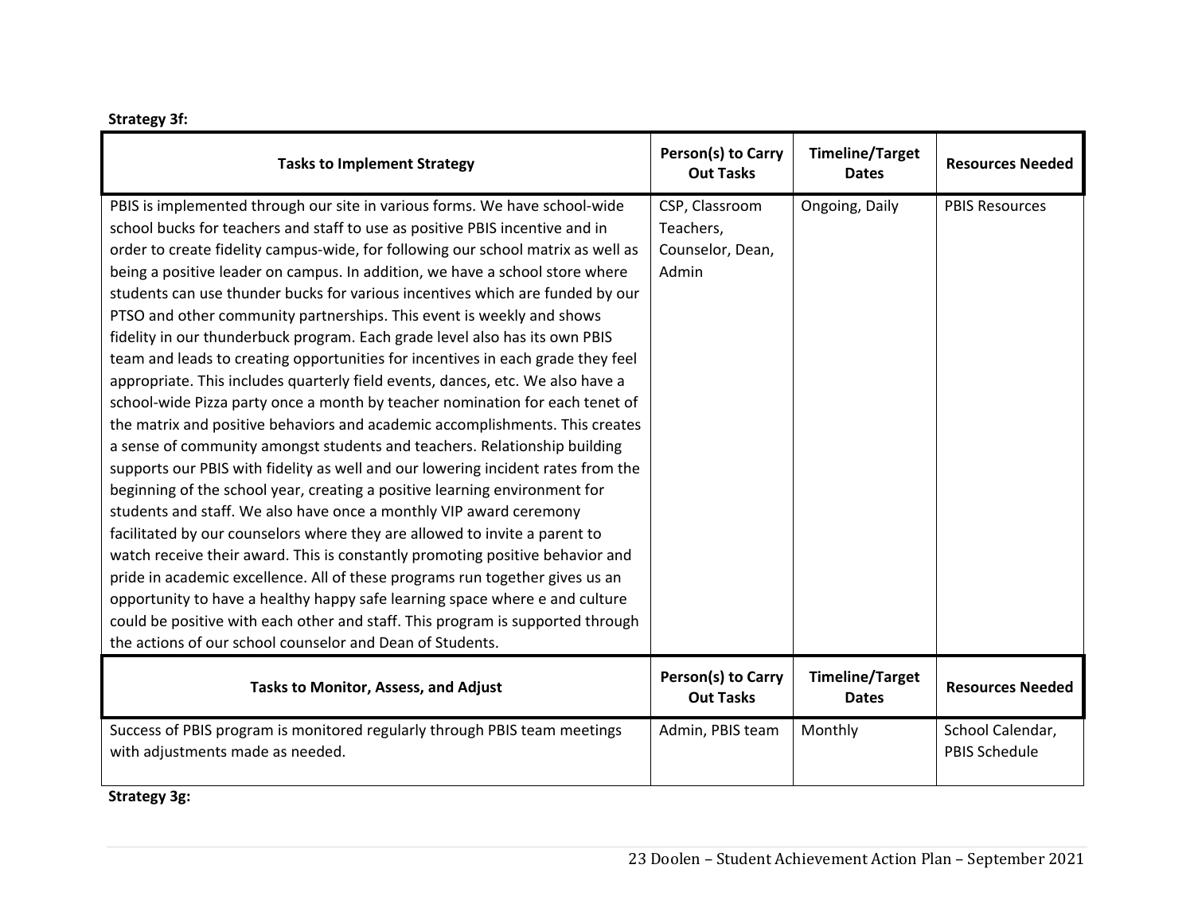**Strategy 3f:**

| Tasks to Implement Strategy | Person(s) to Carry Out Tasks | Timeline/Target Dates | Resources Needed |
|---|---|---|---|
| PBIS is implemented through our site in various forms. We have school-wide school bucks for teachers and staff to use as positive PBIS incentive and in order to create fidelity campus-wide, for following our school matrix as well as being a positive leader on campus. In addition, we have a school store where students can use thunder bucks for various incentives which are funded by our PTSO and other community partnerships. This event is weekly and shows fidelity in our thunderbuck program. Each grade level also has its own PBIS team and leads to creating opportunities for incentives in each grade they feel appropriate. This includes quarterly field events, dances, etc. We also have a school-wide Pizza party once a month by teacher nomination for each tenet of the matrix and positive behaviors and academic accomplishments. This creates a sense of community amongst students and teachers. Relationship building supports our PBIS with fidelity as well and our lowering incident rates from the beginning of the school year, creating a positive learning environment for students and staff. We also have once a monthly VIP award ceremony facilitated by our counselors where they are allowed to invite a parent to watch receive their award. This is constantly promoting positive behavior and pride in academic excellence. All of these programs run together gives us an opportunity to have a healthy happy safe learning space where e and culture could be positive with each other and staff. This program is supported through the actions of our school counselor and Dean of Students. | CSP, Classroom Teachers, Counselor, Dean, Admin | Ongoing, Daily | PBIS Resources |
| **Tasks to Monitor, Assess, and Adjust** | **Person(s) to Carry Out Tasks** | **Timeline/Target Dates** | **Resources Needed** |
| Success of PBIS program is monitored regularly through PBIS team meetings with adjustments made as needed. | Admin, PBIS team | Monthly | School Calendar, PBIS Schedule |

**Strategy 3g:**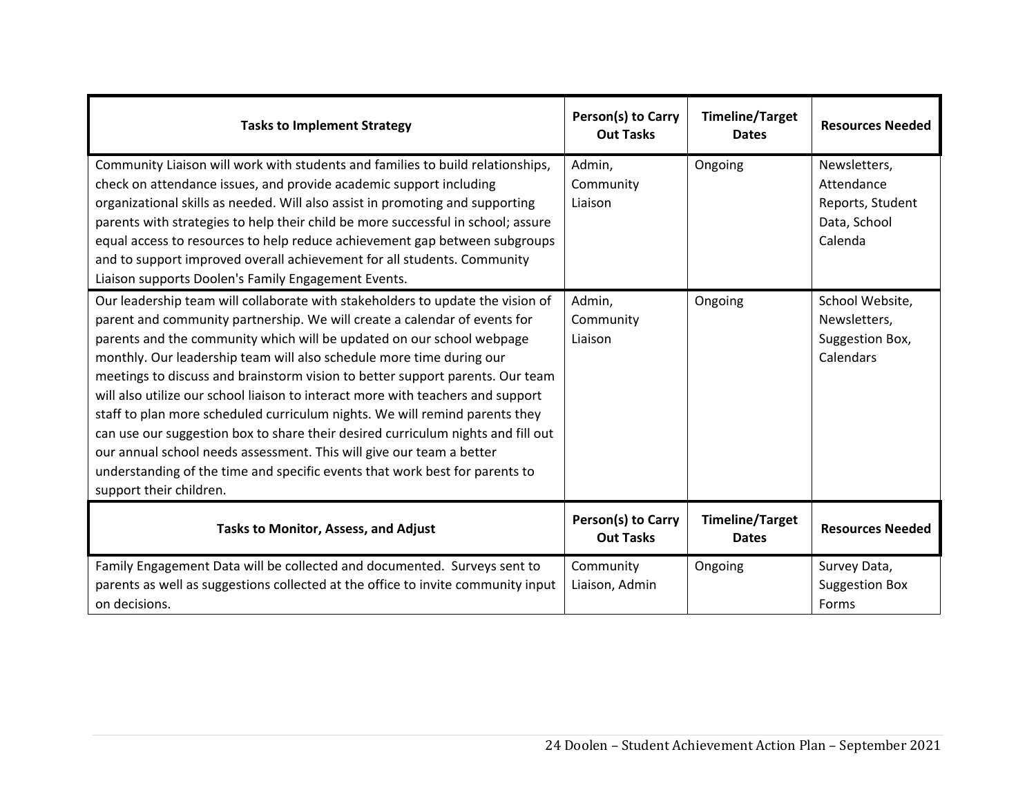| Tasks to Implement Strategy | Person(s) to Carry Out Tasks | Timeline/Target Dates | Resources Needed |
|---|---|---|---|
| Community Liaison will work with students and families to build relationships, check on attendance issues, and provide academic support including organizational skills as needed. Will also assist in promoting and supporting parents with strategies to help their child be more successful in school; assure equal access to resources to help reduce achievement gap between subgroups and to support improved overall achievement for all students. Community Liaison supports Doolen's Family Engagement Events. | Admin, Community Liaison | Ongoing | Newsletters, Attendance Reports, Student Data, School Calenda |
| Our leadership team will collaborate with stakeholders to update the vision of parent and community partnership. We will create a calendar of events for parents and the community which will be updated on our school webpage monthly. Our leadership team will also schedule more time during our meetings to discuss and brainstorm vision to better support parents. Our team will also utilize our school liaison to interact more with teachers and support staff to plan more scheduled curriculum nights. We will remind parents they can use our suggestion box to share their desired curriculum nights and fill out our annual school needs assessment. This will give our team a better understanding of the time and specific events that work best for parents to support their children. | Admin, Community Liaison | Ongoing | School Website, Newsletters, Suggestion Box, Calendars |

| Tasks to Monitor, Assess, and Adjust | Person(s) to Carry Out Tasks | Timeline/Target Dates | Resources Needed |
|---|---|---|---|
| Family Engagement Data will be collected and documented. Surveys sent to parents as well as suggestions collected at the office to invite community input on decisions. | Community Liaison, Admin | Ongoing | Survey Data, Suggestion Box Forms |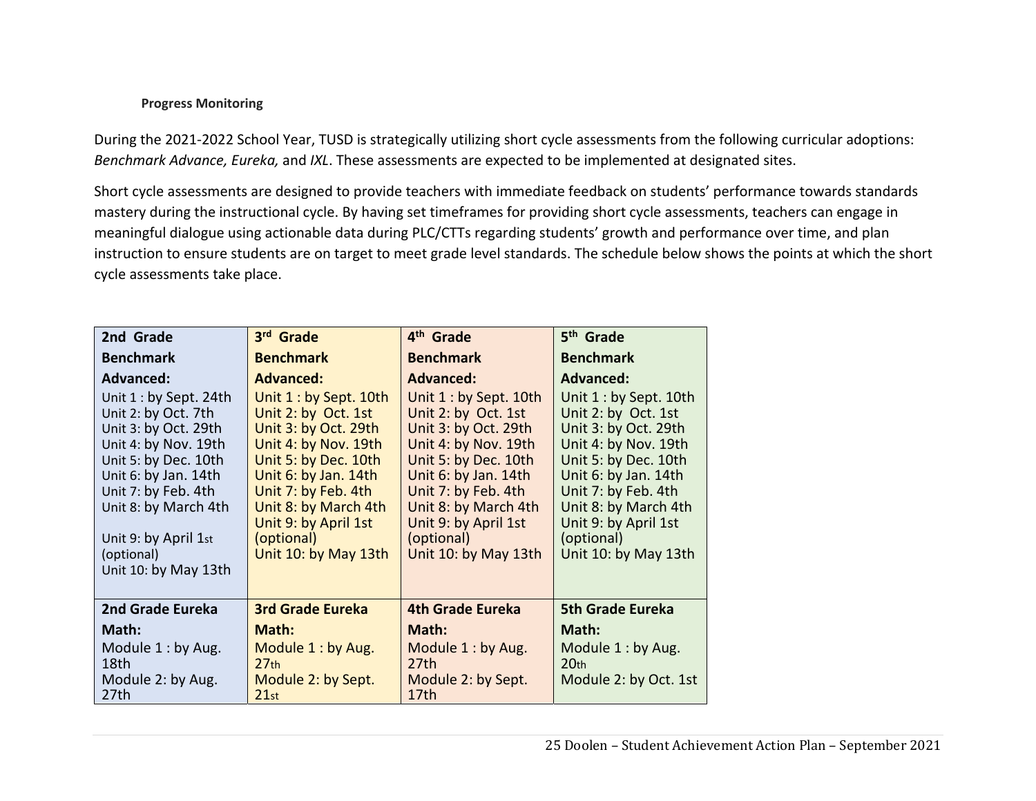**Progress Monitoring**

During the 2021-2022 School Year, TUSD is strategically utilizing short cycle assessments from the following curricular adoptions: *Benchmark Advance, Eureka,* and *IXL*. These assessments are expected to be implemented at designated sites.

Short cycle assessments are designed to provide teachers with immediate feedback on students' performance towards standards mastery during the instructional cycle. By having set timeframes for providing short cycle assessments, teachers can engage in meaningful dialogue using actionable data during PLC/CTTs regarding students' growth and performance over time, and plan instruction to ensure students are on target to meet grade level standards. The schedule below shows the points at which the short cycle assessments take place.

| **2nd Grade Benchmark Advanced:** | **3rd Grade Benchmark Advanced:** | **4th Grade Benchmark Advanced:** | **5th Grade Benchmark Advanced:** |
|---|---|---|---|
| Unit 1 : by Sept. 24th<br>Unit 2: by Oct. 7th<br>Unit 3: by Oct. 29th<br>Unit 4: by Nov. 19th<br>Unit 5: by Dec. 10th<br>Unit 6: by Jan. 14th<br>Unit 7: by Feb. 4th<br>Unit 8: by March 4th<br>Unit 9: by April 1st (optional)<br>Unit 10: by May 13th | Unit 1 : by Sept. 10th<br>Unit 2: by Oct. 1st<br>Unit 3: by Oct. 29th<br>Unit 4: by Nov. 19th<br>Unit 5: by Dec. 10th<br>Unit 6: by Jan. 14th<br>Unit 7: by Feb. 4th<br>Unit 8: by March 4th<br>Unit 9: by April 1st (optional)<br>Unit 10: by May 13th | Unit 1 : by Sept. 10th<br>Unit 2: by Oct. 1st<br>Unit 3: by Oct. 29th<br>Unit 4: by Nov. 19th<br>Unit 5: by Dec. 10th<br>Unit 6: by Jan. 14th<br>Unit 7: by Feb. 4th<br>Unit 8: by March 4th<br>Unit 9: by April 1st (optional)<br>Unit 10: by May 13th | Unit 1 : by Sept. 10th<br>Unit 2: by Oct. 1st<br>Unit 3: by Oct. 29th<br>Unit 4: by Nov. 19th<br>Unit 5: by Dec. 10th<br>Unit 6: by Jan. 14th<br>Unit 7: by Feb. 4th<br>Unit 8: by March 4th<br>Unit 9: by April 1st (optional)<br>Unit 10: by May 13th |
| **2nd Grade Eureka Math:**<br>Module 1 : by Aug. 18th<br>Module 2: by Aug. 27th | **3rd Grade Eureka Math:**<br>Module 1 : by Aug. 27th<br>Module 2: by Sept. 21st | **4th Grade Eureka Math:**<br>Module 1 : by Aug. 27th<br>Module 2: by Sept. 17th | **5th Grade Eureka Math:**<br>Module 1 : by Aug. 20th<br>Module 2: by Oct. 1st |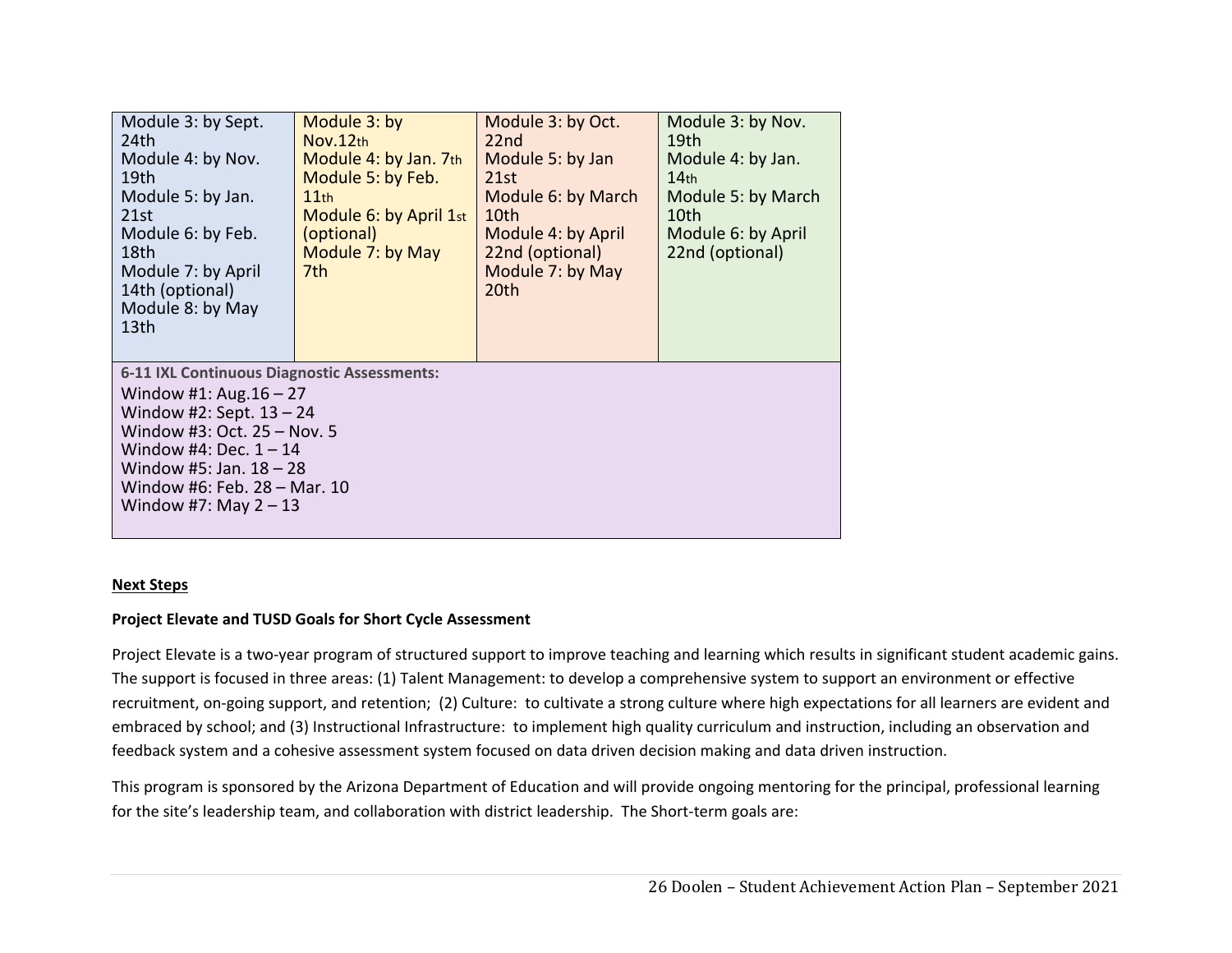| | | | |
|---|---|---|---|
| Module 3: by Sept. 24th<br>Module 4: by Nov. 19th<br>Module 5: by Jan. 21st<br>Module 6: by Feb. 18th<br>Module 7: by April 14th (optional)<br>Module 8: by May 13th | Module 3: by Nov.12th<br>Module 4: by Jan. 7th<br>Module 5: by Feb. 11th<br>Module 6: by April 1st (optional)<br>Module 7: by May 7th | Module 3: by Oct. 22nd<br>Module 5: by Jan 21st<br>Module 6: by March 10th<br>Module 4: by April 22nd (optional)<br>Module 7: by May 20th | Module 3: by Nov. 19th<br>Module 4: by Jan. 14th<br>Module 5: by March 10th<br>Module 6: by April 22nd (optional) |
| **6-11 IXL Continuous Diagnostic Assessments:**<br>Window #1: Aug.16 – 27<br>Window #2: Sept. 13 – 24<br>Window #3: Oct. 25 – Nov. 5<br>Window #4: Dec. 1 – 14<br>Window #5: Jan. 18 – 28<br>Window #6: Feb. 28 – Mar. 10<br>Window #7: May 2 – 13 | | | |

**Next Steps**

**Project Elevate and TUSD Goals for Short Cycle Assessment**

Project Elevate is a two-year program of structured support to improve teaching and learning which results in significant student academic gains. The support is focused in three areas: (1) Talent Management: to develop a comprehensive system to support an environment or effective recruitment, on-going support, and retention; (2) Culture: to cultivate a strong culture where high expectations for all learners are evident and embraced by school; and (3) Instructional Infrastructure: to implement high quality curriculum and instruction, including an observation and feedback system and a cohesive assessment system focused on data driven decision making and data driven instruction.

This program is sponsored by the Arizona Department of Education and will provide ongoing mentoring for the principal, professional learning for the site's leadership team, and collaboration with district leadership. The Short-term goals are: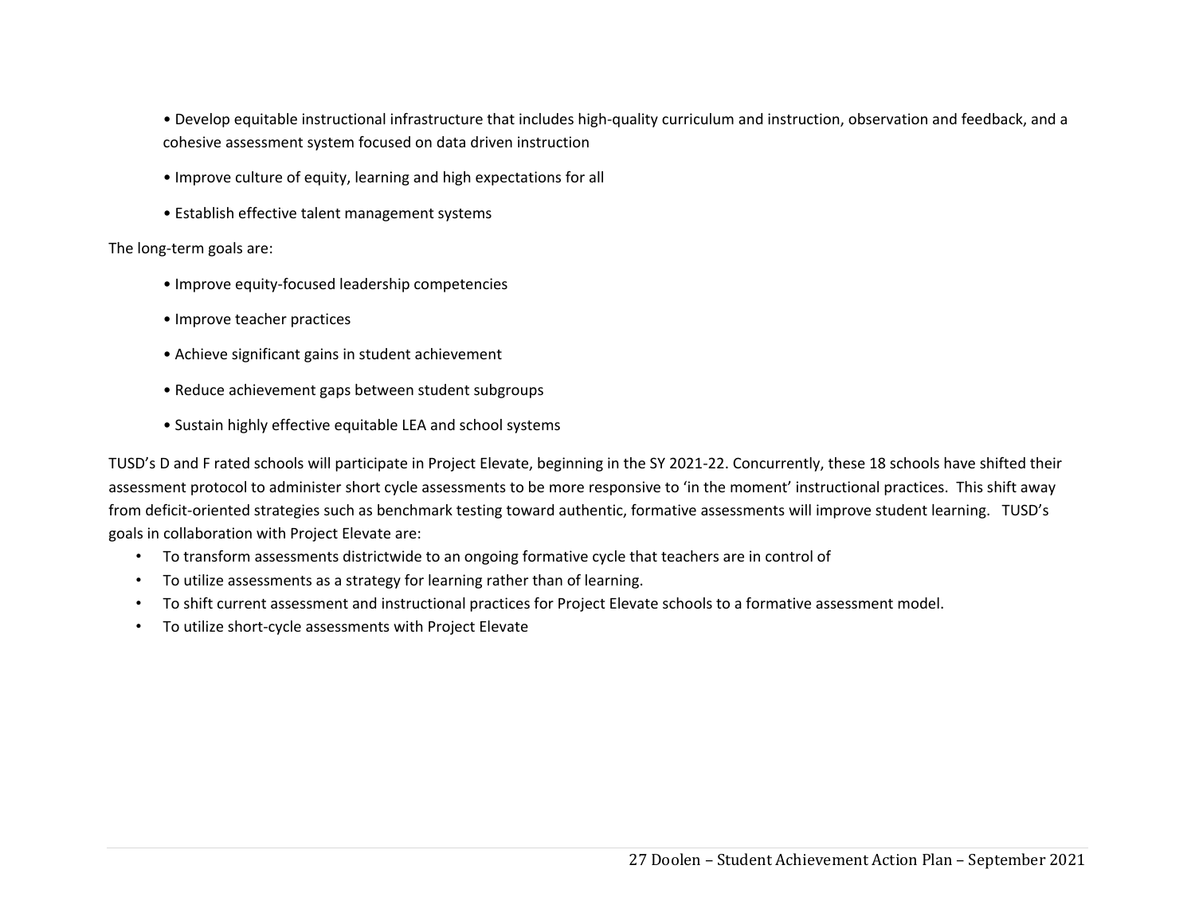- Develop equitable instructional infrastructure that includes high-quality curriculum and instruction, observation and feedback, and a cohesive assessment system focused on data driven instruction
- Improve culture of equity, learning and high expectations for all
- Establish effective talent management systems

The long-term goals are:

- Improve equity-focused leadership competencies
- Improve teacher practices
- Achieve significant gains in student achievement
- Reduce achievement gaps between student subgroups
- Sustain highly effective equitable LEA and school systems

TUSD's D and F rated schools will participate in Project Elevate, beginning in the SY 2021-22. Concurrently, these 18 schools have shifted their assessment protocol to administer short cycle assessments to be more responsive to 'in the moment' instructional practices. This shift away from deficit-oriented strategies such as benchmark testing toward authentic, formative assessments will improve student learning. TUSD's goals in collaboration with Project Elevate are:

- To transform assessments districtwide to an ongoing formative cycle that teachers are in control of
- To utilize assessments as a strategy for learning rather than of learning.
- To shift current assessment and instructional practices for Project Elevate schools to a formative assessment model.
- To utilize short-cycle assessments with Project Elevate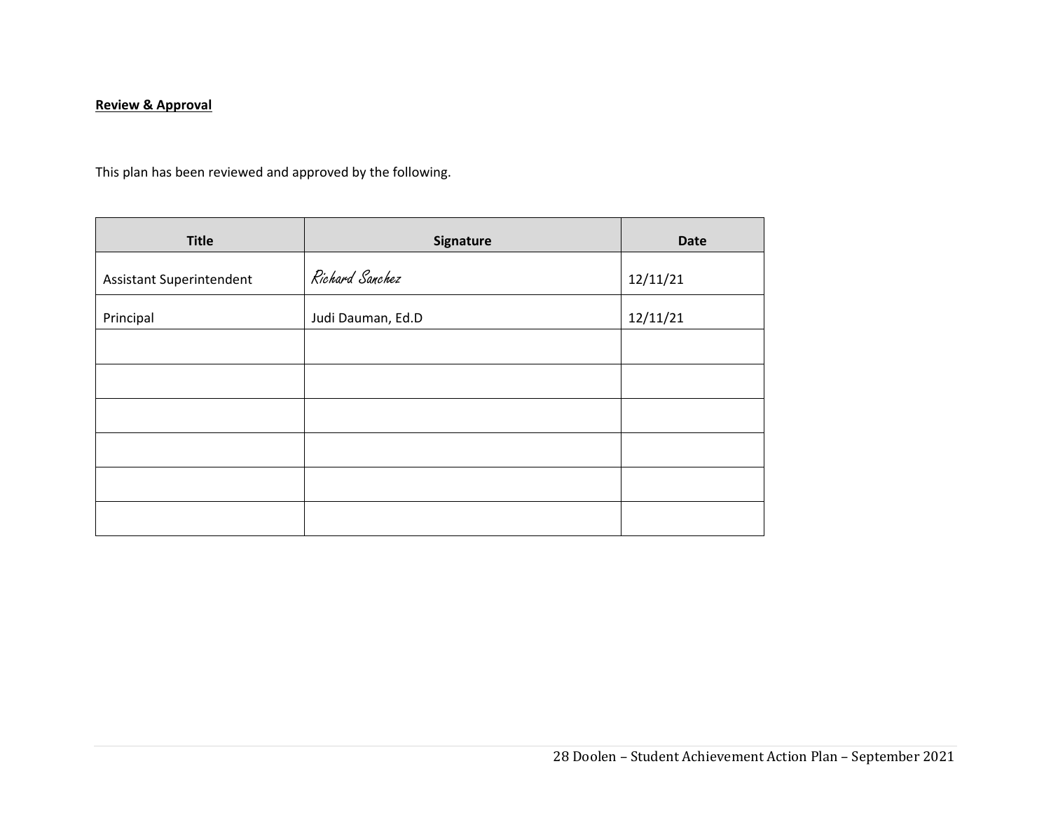**Review & Approval**

This plan has been reviewed and approved by the following.

| Title | Signature | Date |
|---|---|---|
| Assistant Superintendent | Richard Sanchez | 12/11/21 |
| Principal | Judi Dauman, Ed.D | 12/11/21 |
| | | |
| | | |
| | | |
| | | |
| | | |
| | | |